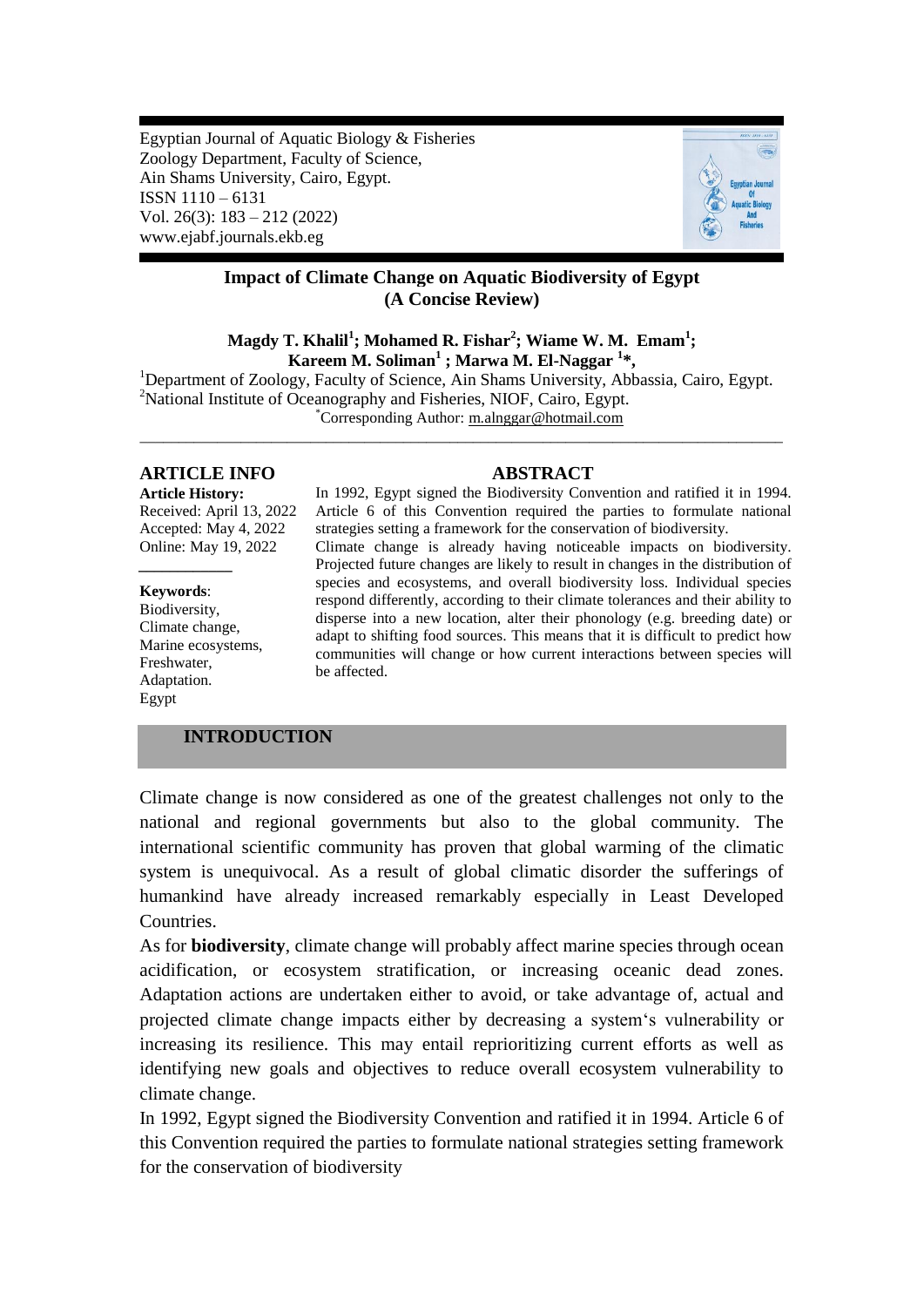Egyptian Journal of Aquatic Biology & Fisheries
Zoology Department, Faculty of Science,
Ain Shams University, Cairo, Egypt.
ISSN 1110 – 6131
Vol. 26(3): 183 – 212 (2022)
www.ejabf.journals.ekb.eg

# Impact of Climate Change on Aquatic Biodiversity of Egypt (A Concise Review)

**Magdy T. Khalil[1]; Mohamed R. Fishar[2]; Wiame W. M. Emam[1]; Kareem M. Soliman[1]; Marwa M. El-Naggar[1]*,**

[1]Department of Zoology, Faculty of Science, Ain Shams University, Abbassia, Cairo, Egypt.
[2]National Institute of Oceanography and Fisheries, NIOF, Cairo, Egypt.
*Corresponding Author: m.alnggar@hotmail.com

## ARTICLE INFO

**Article History:**
Received: April 13, 2022
Accepted: May 4, 2022
Online: May 19, 2022

**Keywords**:
Biodiversity,
Climate change,
Marine ecosystems,
Freshwater,
Adaptation.
Egypt

## ABSTRACT

In 1992, Egypt signed the Biodiversity Convention and ratified it in 1994. Article 6 of this Convention required the parties to formulate national strategies setting a framework for the conservation of biodiversity.

Climate change is already having noticeable impacts on biodiversity. Projected future changes are likely to result in changes in the distribution of species and ecosystems, and overall biodiversity loss. Individual species respond differently, according to their climate tolerances and their ability to disperse into a new location, alter their phonology (e.g. breeding date) or adapt to shifting food sources. This means that it is difficult to predict how communities will change or how current interactions between species will be affected.

## INTRODUCTION

Climate change is now considered as one of the greatest challenges not only to the national and regional governments but also to the global community. The international scientific community has proven that global warming of the climatic system is unequivocal. As a result of global climatic disorder the sufferings of humankind have already increased remarkably especially in Least Developed Countries.

As for **biodiversity**, climate change will probably affect marine species through ocean acidification, or ecosystem stratification, or increasing oceanic dead zones. Adaptation actions are undertaken either to avoid, or take advantage of, actual and projected climate change impacts either by decreasing a system's vulnerability or increasing its resilience. This may entail reprioritizing current efforts as well as identifying new goals and objectives to reduce overall ecosystem vulnerability to climate change.

In 1992, Egypt signed the Biodiversity Convention and ratified it in 1994. Article 6 of this Convention required the parties to formulate national strategies setting framework for the conservation of biodiversity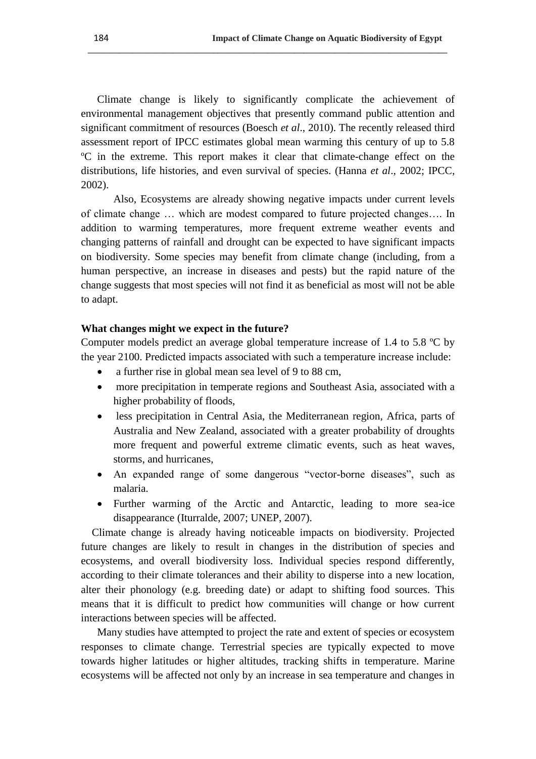Climate change is likely to significantly complicate the achievement of environmental management objectives that presently command public attention and significant commitment of resources (Boesch *et al*., 2010). The recently released third assessment report of IPCC estimates global mean warming this century of up to 5.8 ºC in the extreme. This report makes it clear that climate-change effect on the distributions, life histories, and even survival of species. (Hanna *et al*., 2002; IPCC, 2002).

Also, Ecosystems are already showing negative impacts under current levels of climate change … which are modest compared to future projected changes…. In addition to warming temperatures, more frequent extreme weather events and changing patterns of rainfall and drought can be expected to have significant impacts on biodiversity. Some species may benefit from climate change (including, from a human perspective, an increase in diseases and pests) but the rapid nature of the change suggests that most species will not find it as beneficial as most will not be able to adapt.

**What changes might we expect in the future?**

Computer models predict an average global temperature increase of 1.4 to 5.8 ºC by the year 2100. Predicted impacts associated with such a temperature increase include:

- a further rise in global mean sea level of 9 to 88 cm,
- more precipitation in temperate regions and Southeast Asia, associated with a higher probability of floods,
- less precipitation in Central Asia, the Mediterranean region, Africa, parts of Australia and New Zealand, associated with a greater probability of droughts more frequent and powerful extreme climatic events, such as heat waves, storms, and hurricanes,
- An expanded range of some dangerous "vector-borne diseases", such as malaria.
- Further warming of the Arctic and Antarctic, leading to more sea-ice disappearance (Iturralde, 2007; UNEP, 2007).

Climate change is already having noticeable impacts on biodiversity. Projected future changes are likely to result in changes in the distribution of species and ecosystems, and overall biodiversity loss. Individual species respond differently, according to their climate tolerances and their ability to disperse into a new location, alter their phonology (e.g. breeding date) or adapt to shifting food sources. This means that it is difficult to predict how communities will change or how current interactions between species will be affected.

Many studies have attempted to project the rate and extent of species or ecosystem responses to climate change. Terrestrial species are typically expected to move towards higher latitudes or higher altitudes, tracking shifts in temperature. Marine ecosystems will be affected not only by an increase in sea temperature and changes in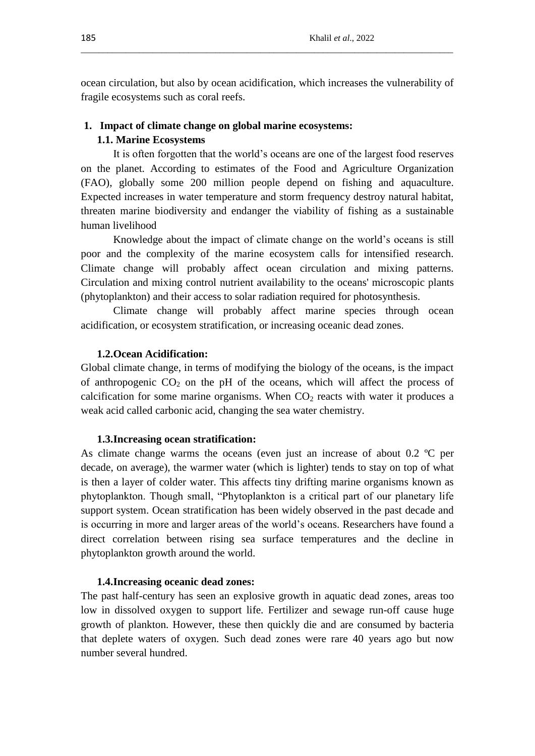ocean circulation, but also by ocean acidification, which increases the vulnerability of fragile ecosystems such as coral reefs.

## 1. Impact of climate change on global marine ecosystems:

### 1.1. Marine Ecosystems

It is often forgotten that the world's oceans are one of the largest food reserves on the planet. According to estimates of the Food and Agriculture Organization (FAO), globally some 200 million people depend on fishing and aquaculture. Expected increases in water temperature and storm frequency destroy natural habitat, threaten marine biodiversity and endanger the viability of fishing as a sustainable human livelihood

Knowledge about the impact of climate change on the world's oceans is still poor and the complexity of the marine ecosystem calls for intensified research. Climate change will probably affect ocean circulation and mixing patterns. Circulation and mixing control nutrient availability to the oceans' microscopic plants (phytoplankton) and their access to solar radiation required for photosynthesis.

Climate change will probably affect marine species through ocean acidification, or ecosystem stratification, or increasing oceanic dead zones.

### 1.2. Ocean Acidification:

Global climate change, in terms of modifying the biology of the oceans, is the impact of anthropogenic $CO_2$ on the pH of the oceans, which will affect the process of calcification for some marine organisms. When $CO_2$ reacts with water it produces a weak acid called carbonic acid, changing the sea water chemistry.

### 1.3. Increasing ocean stratification:

As climate change warms the oceans (even just an increase of about 0.2 ºC per decade, on average), the warmer water (which is lighter) tends to stay on top of what is then a layer of colder water. This affects tiny drifting marine organisms known as phytoplankton. Though small, "Phytoplankton is a critical part of our planetary life support system. Ocean stratification has been widely observed in the past decade and is occurring in more and larger areas of the world's oceans. Researchers have found a direct correlation between rising sea surface temperatures and the decline in phytoplankton growth around the world.

### 1.4. Increasing oceanic dead zones:

The past half-century has seen an explosive growth in aquatic dead zones, areas too low in dissolved oxygen to support life. Fertilizer and sewage run-off cause huge growth of plankton. However, these then quickly die and are consumed by bacteria that deplete waters of oxygen. Such dead zones were rare 40 years ago but now number several hundred.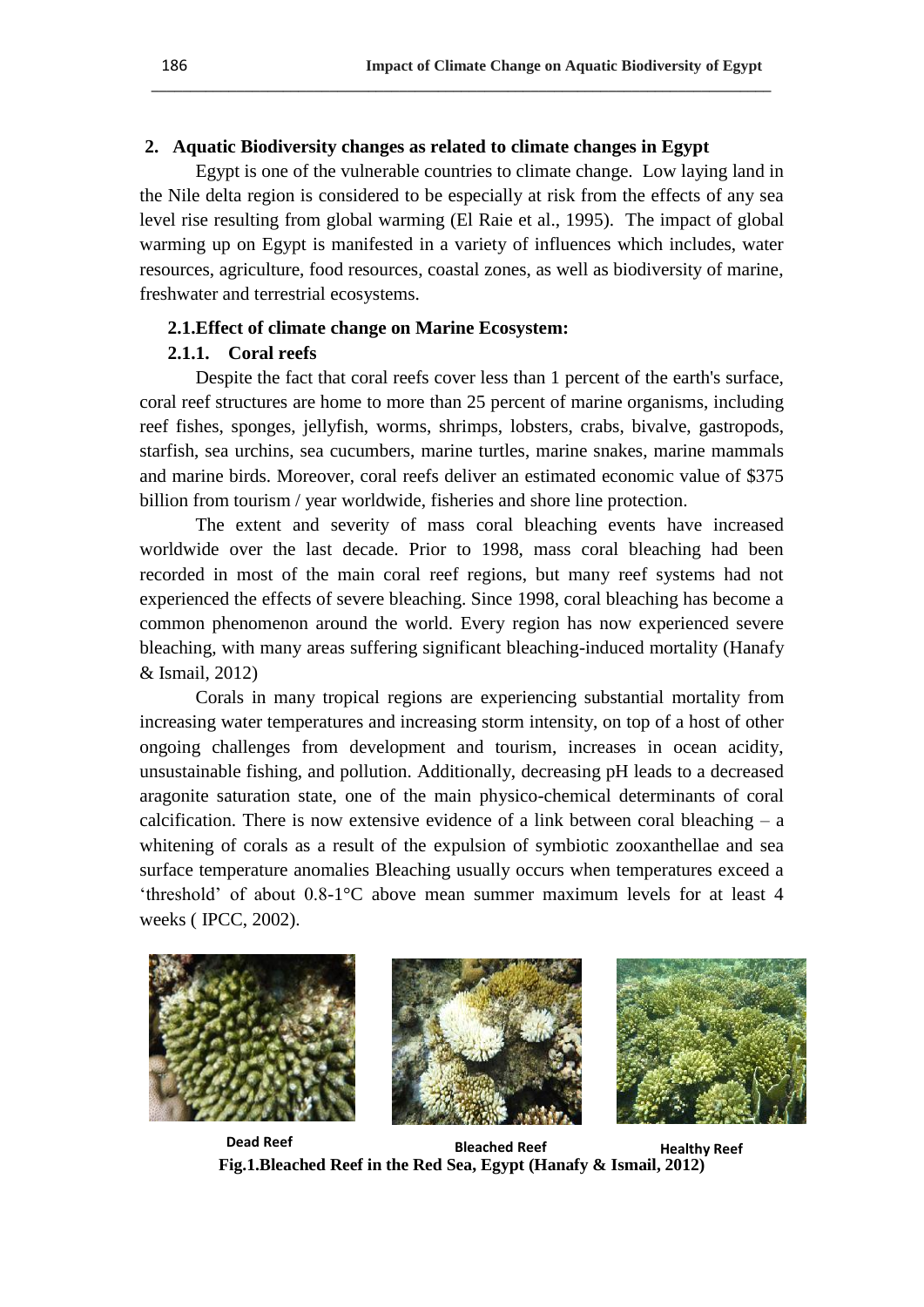## 2. Aquatic Biodiversity changes as related to climate changes in Egypt

Egypt is one of the vulnerable countries to climate change. Low laying land in the Nile delta region is considered to be especially at risk from the effects of any sea level rise resulting from global warming (El Raie et al., 1995). The impact of global warming up on Egypt is manifested in a variety of influences which includes, water resources, agriculture, food resources, coastal zones, as well as biodiversity of marine, freshwater and terrestrial ecosystems.

### 2.1.Effect of climate change on Marine Ecosystem:

#### 2.1.1. Coral reefs

Despite the fact that coral reefs cover less than 1 percent of the earth's surface, coral reef structures are home to more than 25 percent of marine organisms, including reef fishes, sponges, jellyfish, worms, shrimps, lobsters, crabs, bivalve, gastropods, starfish, sea urchins, sea cucumbers, marine turtles, marine snakes, marine mammals and marine birds. Moreover, coral reefs deliver an estimated economic value of $375 billion from tourism / year worldwide, fisheries and shore line protection.

The extent and severity of mass coral bleaching events have increased worldwide over the last decade. Prior to 1998, mass coral bleaching had been recorded in most of the main coral reef regions, but many reef systems had not experienced the effects of severe bleaching. Since 1998, coral bleaching has become a common phenomenon around the world. Every region has now experienced severe bleaching, with many areas suffering significant bleaching-induced mortality (Hanafy & Ismail, 2012)

Corals in many tropical regions are experiencing substantial mortality from increasing water temperatures and increasing storm intensity, on top of a host of other ongoing challenges from development and tourism, increases in ocean acidity, unsustainable fishing, and pollution. Additionally, decreasing pH leads to a decreased aragonite saturation state, one of the main physico-chemical determinants of coral calcification. There is now extensive evidence of a link between coral bleaching – a whitening of corals as a result of the expulsion of symbiotic zooxanthellae and sea surface temperature anomalies Bleaching usually occurs when temperatures exceed a 'threshold' of about 0.8-1°C above mean summer maximum levels for at least 4 weeks ( IPCC, 2002).

Dead Reef    Bleached Reef    Healthy Reef

**Fig.1.Bleached Reef in the Red Sea, Egypt (Hanafy & Ismail, 2012)**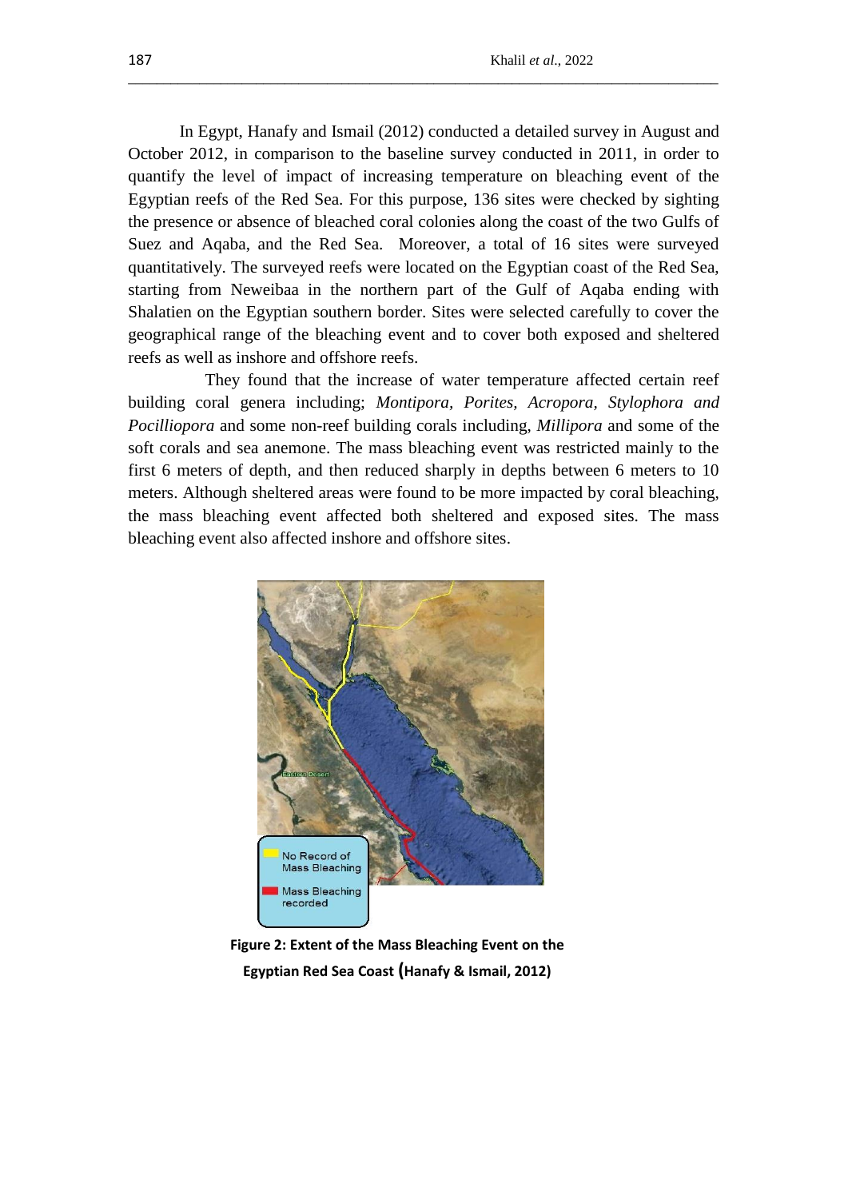In Egypt, Hanafy and Ismail (2012) conducted a detailed survey in August and October 2012, in comparison to the baseline survey conducted in 2011, in order to quantify the level of impact of increasing temperature on bleaching event of the Egyptian reefs of the Red Sea. For this purpose, 136 sites were checked by sighting the presence or absence of bleached coral colonies along the coast of the two Gulfs of Suez and Aqaba, and the Red Sea. Moreover, a total of 16 sites were surveyed quantitatively. The surveyed reefs were located on the Egyptian coast of the Red Sea, starting from Neweibaa in the northern part of the Gulf of Aqaba ending with Shalatien on the Egyptian southern border. Sites were selected carefully to cover the geographical range of the bleaching event and to cover both exposed and sheltered reefs as well as inshore and offshore reefs.

They found that the increase of water temperature affected certain reef building coral genera including; *Montipora, Porites, Acropora, Stylophora and Pocilliopora* and some non-reef building corals including, *Millipora* and some of the soft corals and sea anemone. The mass bleaching event was restricted mainly to the first 6 meters of depth, and then reduced sharply in depths between 6 meters to 10 meters. Although sheltered areas were found to be more impacted by coral bleaching, the mass bleaching event affected both sheltered and exposed sites. The mass bleaching event also affected inshore and offshore sites.

**Figure 2: Extent of the Mass Bleaching Event on the Egyptian Red Sea Coast (Hanafy & Ismail, 2012)**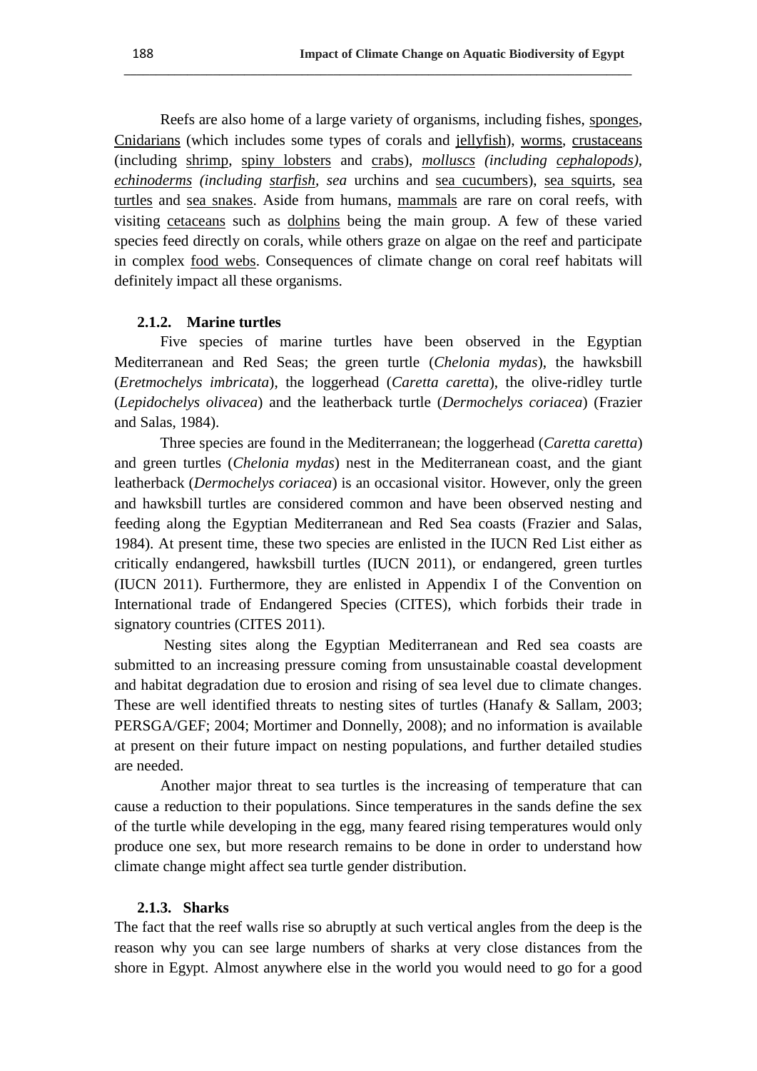Reefs are also home of a large variety of organisms, including fishes, sponges, Cnidarians (which includes some types of corals and jellyfish), worms, crustaceans (including shrimp, spiny lobsters and crabs), *molluscs (including cephalopods), echinoderms (including starfish, sea* urchins and sea cucumbers), sea squirts, sea turtles and sea snakes. Aside from humans, mammals are rare on coral reefs, with visiting cetaceans such as dolphins being the main group. A few of these varied species feed directly on corals, while others graze on algae on the reef and participate in complex food webs. Consequences of climate change on coral reef habitats will definitely impact all these organisms.

### 2.1.2. Marine turtles

Five species of marine turtles have been observed in the Egyptian Mediterranean and Red Seas; the green turtle (*Chelonia mydas*), the hawksbill (*Eretmochelys imbricata*), the loggerhead (*Caretta caretta*), the olive-ridley turtle (*Lepidochelys olivacea*) and the leatherback turtle (*Dermochelys coriacea*) (Frazier and Salas, 1984).

Three species are found in the Mediterranean; the loggerhead (*Caretta caretta*) and green turtles (*Chelonia mydas*) nest in the Mediterranean coast, and the giant leatherback (*Dermochelys coriacea*) is an occasional visitor. However, only the green and hawksbill turtles are considered common and have been observed nesting and feeding along the Egyptian Mediterranean and Red Sea coasts (Frazier and Salas, 1984). At present time, these two species are enlisted in the IUCN Red List either as critically endangered, hawksbill turtles (IUCN 2011), or endangered, green turtles (IUCN 2011). Furthermore, they are enlisted in Appendix I of the Convention on International trade of Endangered Species (CITES), which forbids their trade in signatory countries (CITES 2011).

Nesting sites along the Egyptian Mediterranean and Red sea coasts are submitted to an increasing pressure coming from unsustainable coastal development and habitat degradation due to erosion and rising of sea level due to climate changes. These are well identified threats to nesting sites of turtles (Hanafy & Sallam, 2003; PERSGA/GEF; 2004; Mortimer and Donnelly, 2008); and no information is available at present on their future impact on nesting populations, and further detailed studies are needed.

Another major threat to sea turtles is the increasing of temperature that can cause a reduction to their populations. Since temperatures in the sands define the sex of the turtle while developing in the egg, many feared rising temperatures would only produce one sex, but more research remains to be done in order to understand how climate change might affect sea turtle gender distribution.

### 2.1.3. Sharks

The fact that the reef walls rise so abruptly at such vertical angles from the deep is the reason why you can see large numbers of sharks at very close distances from the shore in Egypt. Almost anywhere else in the world you would need to go for a good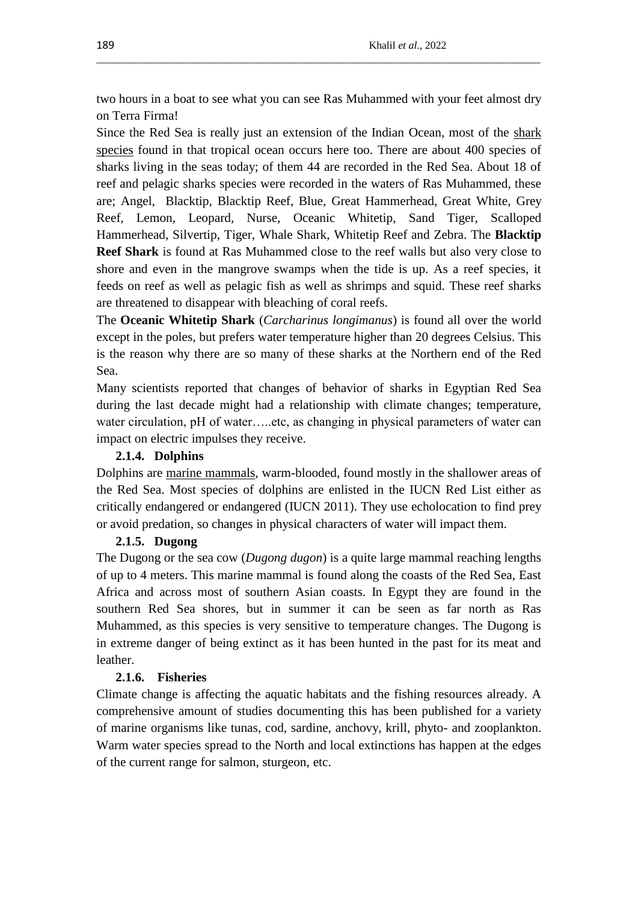two hours in a boat to see what you can see Ras Muhammed with your feet almost dry on Terra Firma!

Since the Red Sea is really just an extension of the Indian Ocean, most of the shark species found in that tropical ocean occurs here too. There are about 400 species of sharks living in the seas today; of them 44 are recorded in the Red Sea. About 18 of reef and pelagic sharks species were recorded in the waters of Ras Muhammed, these are; Angel, Blacktip, Blacktip Reef, Blue, Great Hammerhead, Great White, Grey Reef, Lemon, Leopard, Nurse, Oceanic Whitetip, Sand Tiger, Scalloped Hammerhead, Silvertip, Tiger, Whale Shark, Whitetip Reef and Zebra. The **Blacktip Reef Shark** is found at Ras Muhammed close to the reef walls but also very close to shore and even in the mangrove swamps when the tide is up. As a reef species, it feeds on reef as well as pelagic fish as well as shrimps and squid. These reef sharks are threatened to disappear with bleaching of coral reefs.

The **Oceanic Whitetip Shark** (*Carcharinus longimanus*) is found all over the world except in the poles, but prefers water temperature higher than 20 degrees Celsius. This is the reason why there are so many of these sharks at the Northern end of the Red Sea.

Many scientists reported that changes of behavior of sharks in Egyptian Red Sea during the last decade might had a relationship with climate changes; temperature, water circulation, pH of water…..etc, as changing in physical parameters of water can impact on electric impulses they receive.

### 2.1.4. Dolphins

Dolphins are marine mammals, warm-blooded, found mostly in the shallower areas of the Red Sea. Most species of dolphins are enlisted in the IUCN Red List either as critically endangered or endangered (IUCN 2011). They use echolocation to find prey or avoid predation, so changes in physical characters of water will impact them.

### 2.1.5. Dugong

The Dugong or the sea cow (*Dugong dugon*) is a quite large mammal reaching lengths of up to 4 meters. This marine mammal is found along the coasts of the Red Sea, East Africa and across most of southern Asian coasts. In Egypt they are found in the southern Red Sea shores, but in summer it can be seen as far north as Ras Muhammed, as this species is very sensitive to temperature changes. The Dugong is in extreme danger of being extinct as it has been hunted in the past for its meat and leather.

### 2.1.6. Fisheries

Climate change is affecting the aquatic habitats and the fishing resources already. A comprehensive amount of studies documenting this has been published for a variety of marine organisms like tunas, cod, sardine, anchovy, krill, phyto- and zooplankton. Warm water species spread to the North and local extinctions has happen at the edges of the current range for salmon, sturgeon, etc.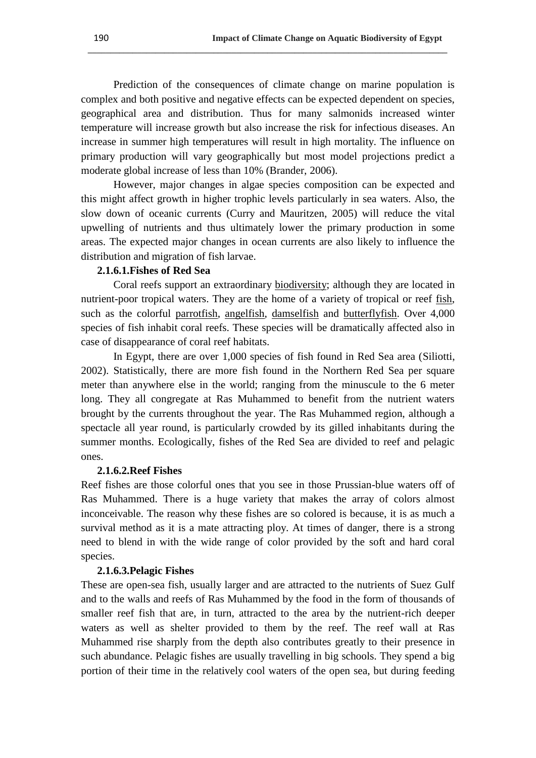Prediction of the consequences of climate change on marine population is complex and both positive and negative effects can be expected dependent on species, geographical area and distribution. Thus for many salmonids increased winter temperature will increase growth but also increase the risk for infectious diseases. An increase in summer high temperatures will result in high mortality. The influence on primary production will vary geographically but most model projections predict a moderate global increase of less than 10% (Brander, 2006).

However, major changes in algae species composition can be expected and this might affect growth in higher trophic levels particularly in sea waters. Also, the slow down of oceanic currents (Curry and Mauritzen, 2005) will reduce the vital upwelling of nutrients and thus ultimately lower the primary production in some areas. The expected major changes in ocean currents are also likely to influence the distribution and migration of fish larvae.

#### 2.1.6.1. Fishes of Red Sea

Coral reefs support an extraordinary biodiversity; although they are located in nutrient-poor tropical waters. They are the home of a variety of tropical or reef fish, such as the colorful parrotfish, angelfish, damselfish and butterflyfish. Over 4,000 species of fish inhabit coral reefs. These species will be dramatically affected also in case of disappearance of coral reef habitats.

In Egypt, there are over 1,000 species of fish found in Red Sea area (Siliotti, 2002). Statistically, there are more fish found in the Northern Red Sea per square meter than anywhere else in the world; ranging from the minuscule to the 6 meter long. They all congregate at Ras Muhammed to benefit from the nutrient waters brought by the currents throughout the year. The Ras Muhammed region, although a spectacle all year round, is particularly crowded by its gilled inhabitants during the summer months. Ecologically, fishes of the Red Sea are divided to reef and pelagic ones.

#### 2.1.6.2. Reef Fishes

Reef fishes are those colorful ones that you see in those Prussian-blue waters off of Ras Muhammed. There is a huge variety that makes the array of colors almost inconceivable. The reason why these fishes are so colored is because, it is as much a survival method as it is a mate attracting ploy. At times of danger, there is a strong need to blend in with the wide range of color provided by the soft and hard coral species.

#### 2.1.6.3. Pelagic Fishes

These are open-sea fish, usually larger and are attracted to the nutrients of Suez Gulf and to the walls and reefs of Ras Muhammed by the food in the form of thousands of smaller reef fish that are, in turn, attracted to the area by the nutrient-rich deeper waters as well as shelter provided to them by the reef. The reef wall at Ras Muhammed rise sharply from the depth also contributes greatly to their presence in such abundance. Pelagic fishes are usually travelling in big schools. They spend a big portion of their time in the relatively cool waters of the open sea, but during feeding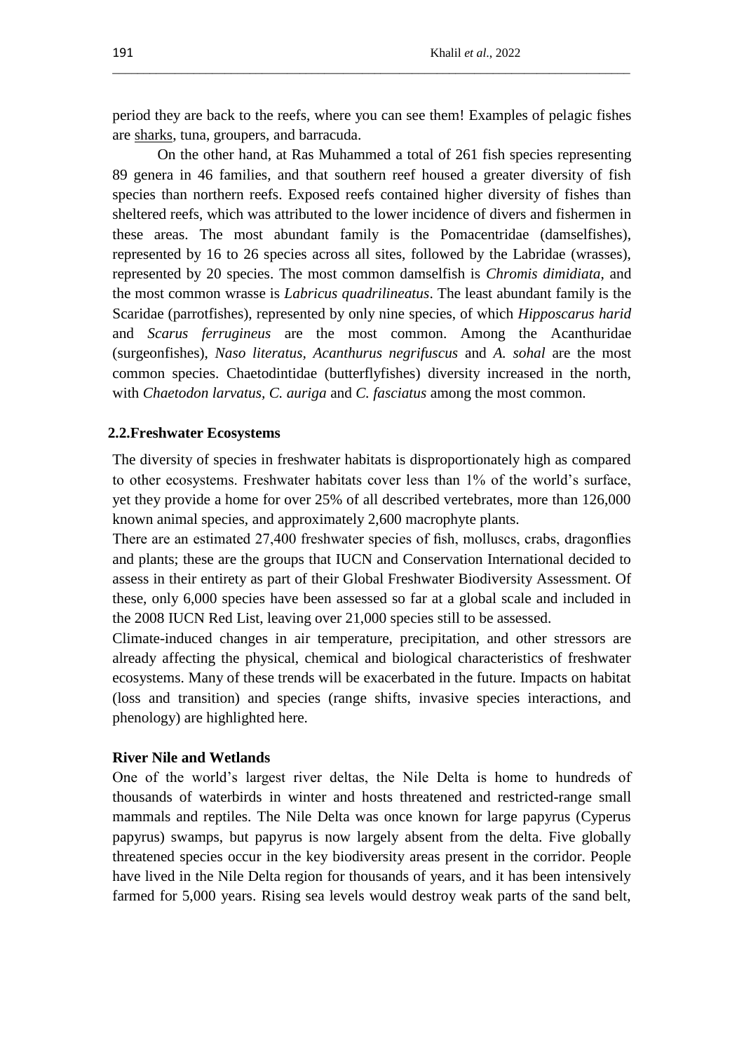period they are back to the reefs, where you can see them! Examples of pelagic fishes are sharks, tuna, groupers, and barracuda.

On the other hand, at Ras Muhammed a total of 261 fish species representing 89 genera in 46 families, and that southern reef housed a greater diversity of fish species than northern reefs. Exposed reefs contained higher diversity of fishes than sheltered reefs, which was attributed to the lower incidence of divers and fishermen in these areas. The most abundant family is the Pomacentridae (damselfishes), represented by 16 to 26 species across all sites, followed by the Labridae (wrasses), represented by 20 species. The most common damselfish is *Chromis dimidiata*, and the most common wrasse is *Labricus quadrilineatus*. The least abundant family is the Scaridae (parrotfishes), represented by only nine species, of which *Hipposcarus harid* and *Scarus ferrugineus* are the most common. Among the Acanthuridae (surgeonfishes), *Naso literatus*, *Acanthurus negrifuscus* and *A. sohal* are the most common species. Chaetodintidae (butterflyfishes) diversity increased in the north, with *Chaetodon larvatus*, *C. auriga* and *C. fasciatus* among the most common.

### 2.2. Freshwater Ecosystems

The diversity of species in freshwater habitats is disproportionately high as compared to other ecosystems. Freshwater habitats cover less than 1% of the world's surface, yet they provide a home for over 25% of all described vertebrates, more than 126,000 known animal species, and approximately 2,600 macrophyte plants.

There are an estimated 27,400 freshwater species of fish, molluscs, crabs, dragonflies and plants; these are the groups that IUCN and Conservation International decided to assess in their entirety as part of their Global Freshwater Biodiversity Assessment. Of these, only 6,000 species have been assessed so far at a global scale and included in the 2008 IUCN Red List, leaving over 21,000 species still to be assessed.

Climate-induced changes in air temperature, precipitation, and other stressors are already affecting the physical, chemical and biological characteristics of freshwater ecosystems. Many of these trends will be exacerbated in the future. Impacts on habitat (loss and transition) and species (range shifts, invasive species interactions, and phenology) are highlighted here.

#### River Nile and Wetlands

One of the world's largest river deltas, the Nile Delta is home to hundreds of thousands of waterbirds in winter and hosts threatened and restricted-range small mammals and reptiles. The Nile Delta was once known for large papyrus (Cyperus papyrus) swamps, but papyrus is now largely absent from the delta. Five globally threatened species occur in the key biodiversity areas present in the corridor. People have lived in the Nile Delta region for thousands of years, and it has been intensively farmed for 5,000 years. Rising sea levels would destroy weak parts of the sand belt,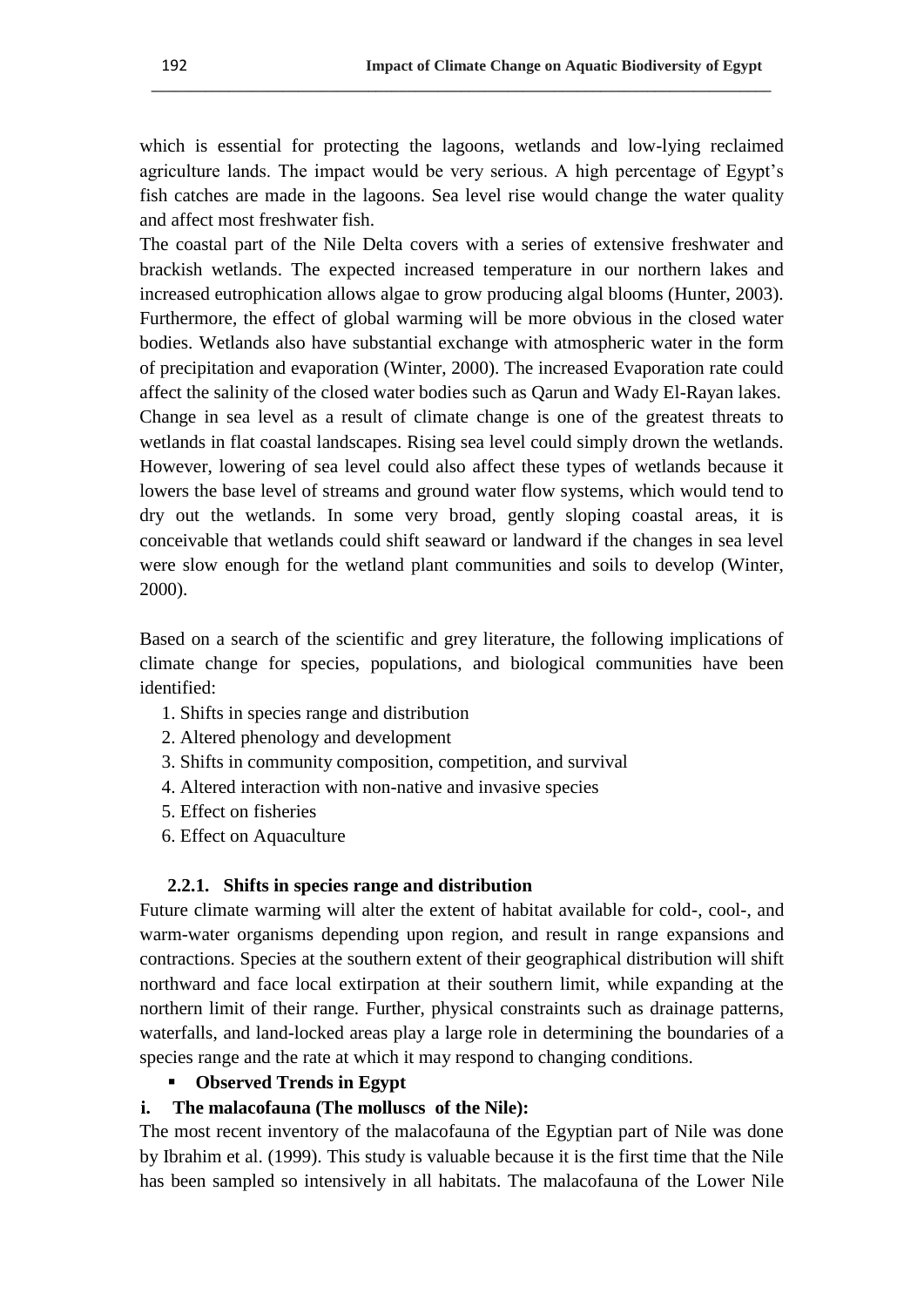which is essential for protecting the lagoons, wetlands and low-lying reclaimed agriculture lands. The impact would be very serious. A high percentage of Egypt's fish catches are made in the lagoons. Sea level rise would change the water quality and affect most freshwater fish.

The coastal part of the Nile Delta covers with a series of extensive freshwater and brackish wetlands. The expected increased temperature in our northern lakes and increased eutrophication allows algae to grow producing algal blooms (Hunter, 2003). Furthermore, the effect of global warming will be more obvious in the closed water bodies. Wetlands also have substantial exchange with atmospheric water in the form of precipitation and evaporation (Winter, 2000). The increased Evaporation rate could affect the salinity of the closed water bodies such as Qarun and Wady El-Rayan lakes.

Change in sea level as a result of climate change is one of the greatest threats to wetlands in flat coastal landscapes. Rising sea level could simply drown the wetlands. However, lowering of sea level could also affect these types of wetlands because it lowers the base level of streams and ground water flow systems, which would tend to dry out the wetlands. In some very broad, gently sloping coastal areas, it is conceivable that wetlands could shift seaward or landward if the changes in sea level were slow enough for the wetland plant communities and soils to develop (Winter, 2000).

Based on a search of the scientific and grey literature, the following implications of climate change for species, populations, and biological communities have been identified:

1. Shifts in species range and distribution
2. Altered phenology and development
3. Shifts in community composition, competition, and survival
4. Altered interaction with non-native and invasive species
5. Effect on fisheries
6. Effect on Aquaculture

### 2.2.1. Shifts in species range and distribution

Future climate warming will alter the extent of habitat available for cold-, cool-, and warm-water organisms depending upon region, and result in range expansions and contractions. Species at the southern extent of their geographical distribution will shift northward and face local extirpation at their southern limit, while expanding at the northern limit of their range. Further, physical constraints such as drainage patterns, waterfalls, and land-locked areas play a large role in determining the boundaries of a species range and the rate at which it may respond to changing conditions.

- **Observed Trends in Egypt**

**i. The malacofauna (The molluscs of the Nile):**

The most recent inventory of the malacofauna of the Egyptian part of Nile was done by Ibrahim et al. (1999). This study is valuable because it is the first time that the Nile has been sampled so intensively in all habitats. The malacofauna of the Lower Nile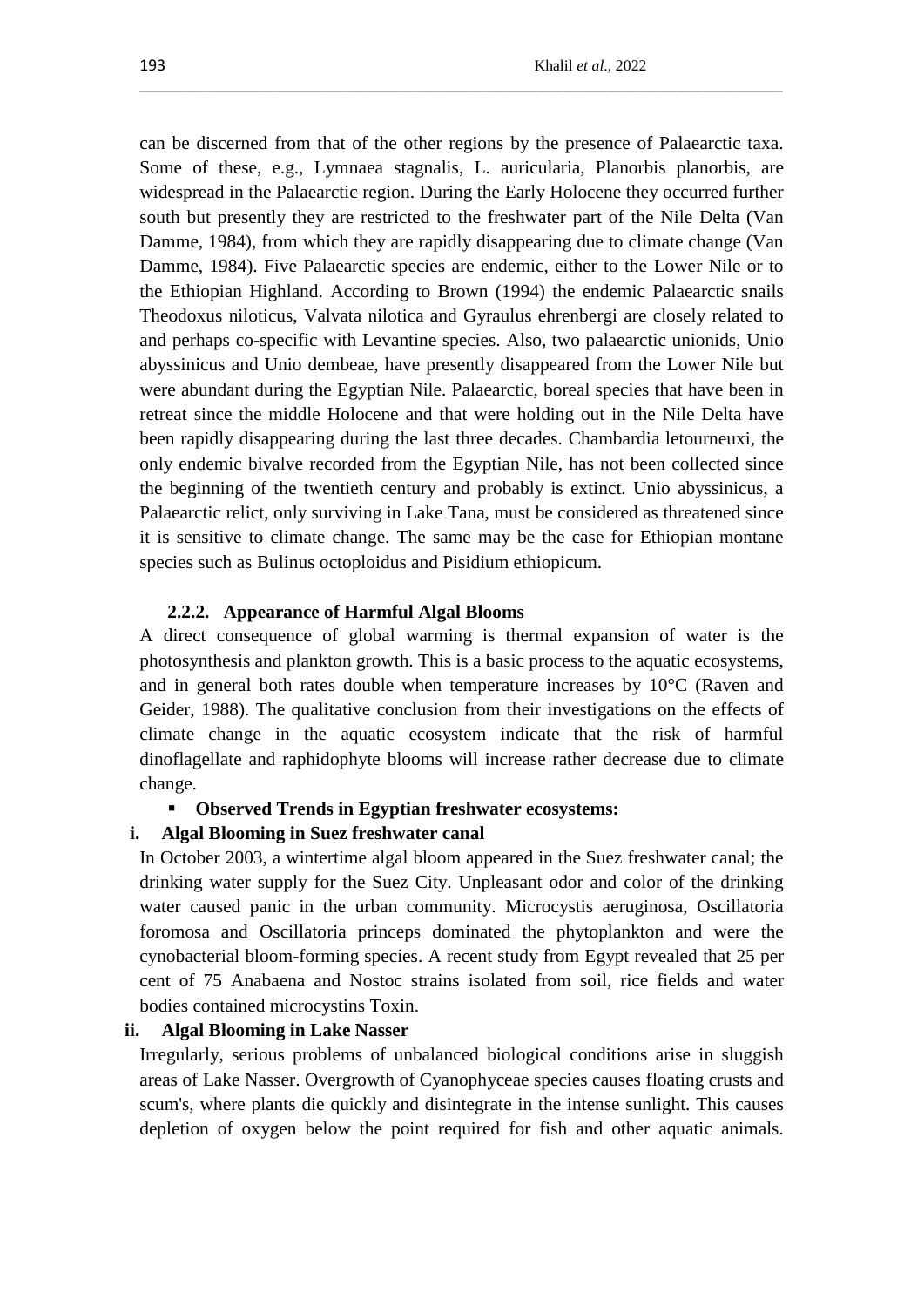can be discerned from that of the other regions by the presence of Palaearctic taxa. Some of these, e.g., Lymnaea stagnalis, L. auricularia, Planorbis planorbis, are widespread in the Palaearctic region. During the Early Holocene they occurred further south but presently they are restricted to the freshwater part of the Nile Delta (Van Damme, 1984), from which they are rapidly disappearing due to climate change (Van Damme, 1984). Five Palaearctic species are endemic, either to the Lower Nile or to the Ethiopian Highland. According to Brown (1994) the endemic Palaearctic snails Theodoxus niloticus, Valvata nilotica and Gyraulus ehrenbergi are closely related to and perhaps co-specific with Levantine species. Also, two palaearctic unionids, Unio abyssinicus and Unio dembeae, have presently disappeared from the Lower Nile but were abundant during the Egyptian Nile. Palaearctic, boreal species that have been in retreat since the middle Holocene and that were holding out in the Nile Delta have been rapidly disappearing during the last three decades. Chambardia letourneuxi, the only endemic bivalve recorded from the Egyptian Nile, has not been collected since the beginning of the twentieth century and probably is extinct. Unio abyssinicus, a Palaearctic relict, only surviving in Lake Tana, must be considered as threatened since it is sensitive to climate change. The same may be the case for Ethiopian montane species such as Bulinus octoploidus and Pisidium ethiopicum.

#### 2.2.2. Appearance of Harmful Algal Blooms

A direct consequence of global warming is thermal expansion of water is the photosynthesis and plankton growth. This is a basic process to the aquatic ecosystems, and in general both rates double when temperature increases by 10°C (Raven and Geider, 1988). The qualitative conclusion from their investigations on the effects of climate change in the aquatic ecosystem indicate that the risk of harmful dinoflagellate and raphidophyte blooms will increase rather decrease due to climate change.

- **Observed Trends in Egyptian freshwater ecosystems:**

**i. Algal Blooming in Suez freshwater canal**

In October 2003, a wintertime algal bloom appeared in the Suez freshwater canal; the drinking water supply for the Suez City. Unpleasant odor and color of the drinking water caused panic in the urban community. Microcystis aeruginosa, Oscillatoria foromosa and Oscillatoria princeps dominated the phytoplankton and were the cynobacterial bloom-forming species. A recent study from Egypt revealed that 25 per cent of 75 Anabaena and Nostoc strains isolated from soil, rice fields and water bodies contained microcystins Toxin.

**ii. Algal Blooming in Lake Nasser**

Irregularly, serious problems of unbalanced biological conditions arise in sluggish areas of Lake Nasser. Overgrowth of Cyanophyceae species causes floating crusts and scum's, where plants die quickly and disintegrate in the intense sunlight. This causes depletion of oxygen below the point required for fish and other aquatic animals.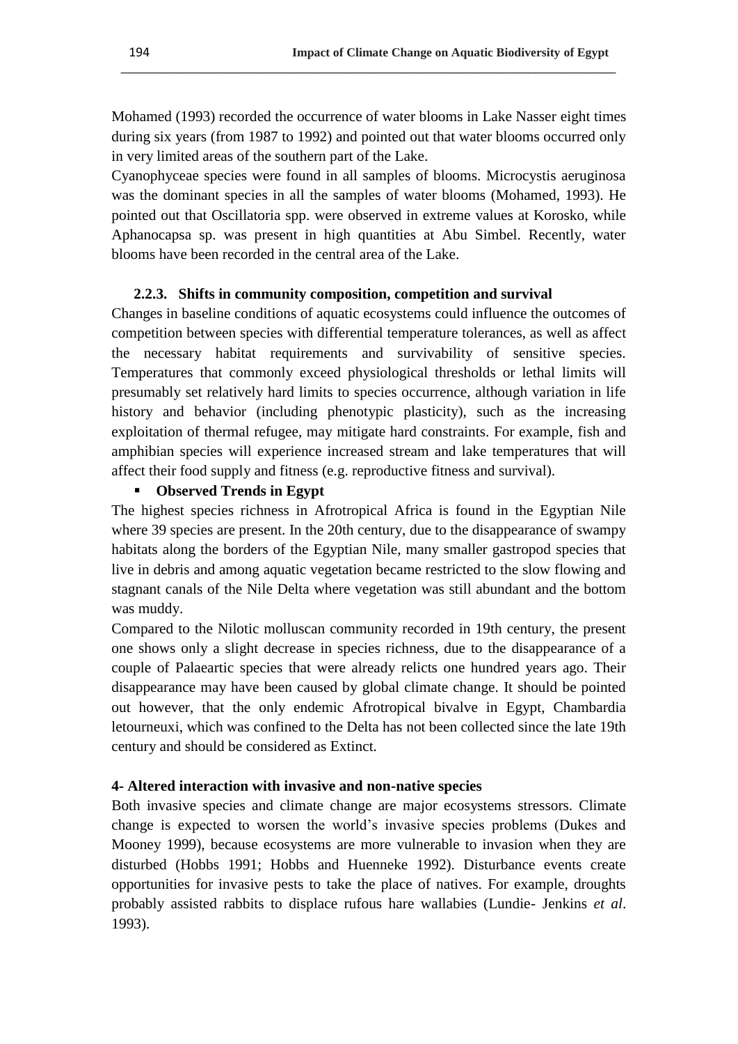Mohamed (1993) recorded the occurrence of water blooms in Lake Nasser eight times during six years (from 1987 to 1992) and pointed out that water blooms occurred only in very limited areas of the southern part of the Lake.

Cyanophyceae species were found in all samples of blooms. Microcystis aeruginosa was the dominant species in all the samples of water blooms (Mohamed, 1993). He pointed out that Oscillatoria spp. were observed in extreme values at Korosko, while Aphanocapsa sp. was present in high quantities at Abu Simbel. Recently, water blooms have been recorded in the central area of the Lake.

### 2.2.3. Shifts in community composition, competition and survival

Changes in baseline conditions of aquatic ecosystems could influence the outcomes of competition between species with differential temperature tolerances, as well as affect the necessary habitat requirements and survivability of sensitive species. Temperatures that commonly exceed physiological thresholds or lethal limits will presumably set relatively hard limits to species occurrence, although variation in life history and behavior (including phenotypic plasticity), such as the increasing exploitation of thermal refugee, may mitigate hard constraints. For example, fish and amphibian species will experience increased stream and lake temperatures that will affect their food supply and fitness (e.g. reproductive fitness and survival).

- **Observed Trends in Egypt**

The highest species richness in Afrotropical Africa is found in the Egyptian Nile where 39 species are present. In the 20th century, due to the disappearance of swampy habitats along the borders of the Egyptian Nile, many smaller gastropod species that live in debris and among aquatic vegetation became restricted to the slow flowing and stagnant canals of the Nile Delta where vegetation was still abundant and the bottom was muddy.

Compared to the Nilotic molluscan community recorded in 19th century, the present one shows only a slight decrease in species richness, due to the disappearance of a couple of Palaeartic species that were already relicts one hundred years ago. Their disappearance may have been caused by global climate change. It should be pointed out however, that the only endemic Afrotropical bivalve in Egypt, Chambardia letourneuxi, which was confined to the Delta has not been collected since the late 19th century and should be considered as Extinct.

### 4- Altered interaction with invasive and non-native species

Both invasive species and climate change are major ecosystems stressors. Climate change is expected to worsen the world's invasive species problems (Dukes and Mooney 1999), because ecosystems are more vulnerable to invasion when they are disturbed (Hobbs 1991; Hobbs and Huenneke 1992). Disturbance events create opportunities for invasive pests to take the place of natives. For example, droughts probably assisted rabbits to displace rufous hare wallabies (Lundie- Jenkins *et al*. 1993).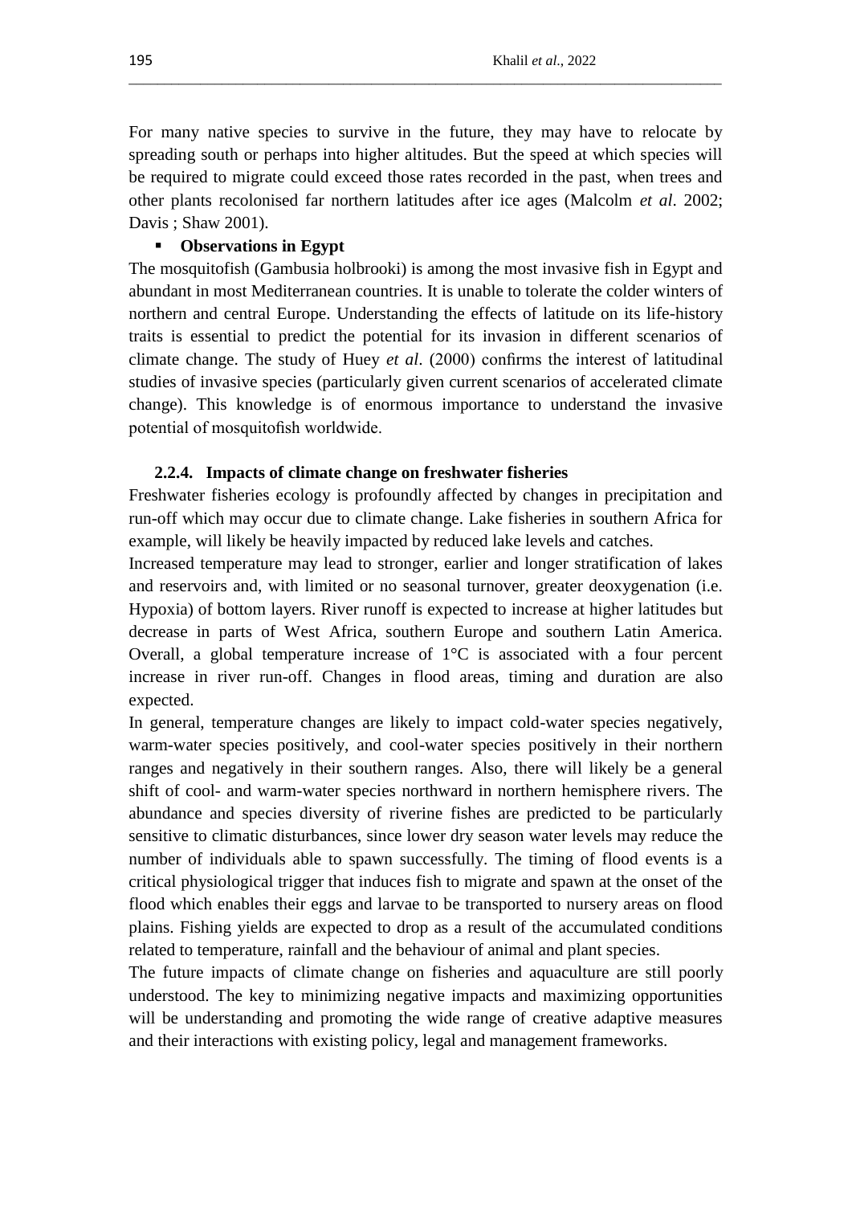For many native species to survive in the future, they may have to relocate by spreading south or perhaps into higher altitudes. But the speed at which species will be required to migrate could exceed those rates recorded in the past, when trees and other plants recolonised far northern latitudes after ice ages (Malcolm *et al*. 2002; Davis ; Shaw 2001).

- **Observations in Egypt**

The mosquitofish (Gambusia holbrooki) is among the most invasive fish in Egypt and abundant in most Mediterranean countries. It is unable to tolerate the colder winters of northern and central Europe. Understanding the effects of latitude on its life-history traits is essential to predict the potential for its invasion in different scenarios of climate change. The study of Huey *et al*. (2000) confirms the interest of latitudinal studies of invasive species (particularly given current scenarios of accelerated climate change). This knowledge is of enormous importance to understand the invasive potential of mosquitofish worldwide.

#### 2.2.4. Impacts of climate change on freshwater fisheries

Freshwater fisheries ecology is profoundly affected by changes in precipitation and run-off which may occur due to climate change. Lake fisheries in southern Africa for example, will likely be heavily impacted by reduced lake levels and catches.

Increased temperature may lead to stronger, earlier and longer stratification of lakes and reservoirs and, with limited or no seasonal turnover, greater deoxygenation (i.e. Hypoxia) of bottom layers. River runoff is expected to increase at higher latitudes but decrease in parts of West Africa, southern Europe and southern Latin America. Overall, a global temperature increase of 1°C is associated with a four percent increase in river run-off. Changes in flood areas, timing and duration are also expected.

In general, temperature changes are likely to impact cold-water species negatively, warm-water species positively, and cool-water species positively in their northern ranges and negatively in their southern ranges. Also, there will likely be a general shift of cool- and warm-water species northward in northern hemisphere rivers. The abundance and species diversity of riverine fishes are predicted to be particularly sensitive to climatic disturbances, since lower dry season water levels may reduce the number of individuals able to spawn successfully. The timing of flood events is a critical physiological trigger that induces fish to migrate and spawn at the onset of the flood which enables their eggs and larvae to be transported to nursery areas on flood plains. Fishing yields are expected to drop as a result of the accumulated conditions related to temperature, rainfall and the behaviour of animal and plant species.

The future impacts of climate change on fisheries and aquaculture are still poorly understood. The key to minimizing negative impacts and maximizing opportunities will be understanding and promoting the wide range of creative adaptive measures and their interactions with existing policy, legal and management frameworks.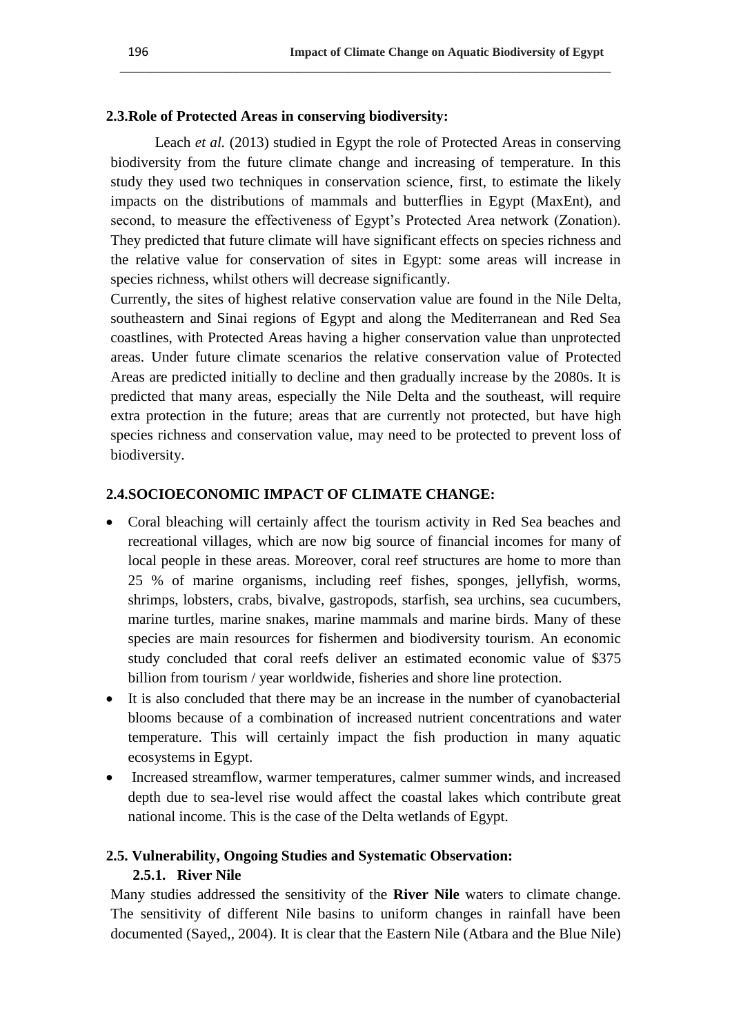## 2.3.Role of Protected Areas in conserving biodiversity:

Leach *et al.* (2013) studied in Egypt the role of Protected Areas in conserving biodiversity from the future climate change and increasing of temperature. In this study they used two techniques in conservation science, first, to estimate the likely impacts on the distributions of mammals and butterflies in Egypt (MaxEnt), and second, to measure the effectiveness of Egypt's Protected Area network (Zonation). They predicted that future climate will have significant effects on species richness and the relative value for conservation of sites in Egypt: some areas will increase in species richness, whilst others will decrease significantly.

Currently, the sites of highest relative conservation value are found in the Nile Delta, southeastern and Sinai regions of Egypt and along the Mediterranean and Red Sea coastlines, with Protected Areas having a higher conservation value than unprotected areas. Under future climate scenarios the relative conservation value of Protected Areas are predicted initially to decline and then gradually increase by the 2080s. It is predicted that many areas, especially the Nile Delta and the southeast, will require extra protection in the future; areas that are currently not protected, but have high species richness and conservation value, may need to be protected to prevent loss of biodiversity.

## 2.4.SOCIOECONOMIC IMPACT OF CLIMATE CHANGE:

- Coral bleaching will certainly affect the tourism activity in Red Sea beaches and recreational villages, which are now big source of financial incomes for many of local people in these areas. Moreover, coral reef structures are home to more than 25 % of marine organisms, including reef fishes, sponges, jellyfish, worms, shrimps, lobsters, crabs, bivalve, gastropods, starfish, sea urchins, sea cucumbers, marine turtles, marine snakes, marine mammals and marine birds. Many of these species are main resources for fishermen and biodiversity tourism. An economic study concluded that coral reefs deliver an estimated economic value of $375 billion from tourism / year worldwide, fisheries and shore line protection.
- It is also concluded that there may be an increase in the number of cyanobacterial blooms because of a combination of increased nutrient concentrations and water temperature. This will certainly impact the fish production in many aquatic ecosystems in Egypt.
- Increased streamflow, warmer temperatures, calmer summer winds, and increased depth due to sea-level rise would affect the coastal lakes which contribute great national income. This is the case of the Delta wetlands of Egypt.

## 2.5. Vulnerability, Ongoing Studies and Systematic Observation:

### 2.5.1. River Nile

Many studies addressed the sensitivity of the **River Nile** waters to climate change. The sensitivity of different Nile basins to uniform changes in rainfall have been documented (Sayed,, 2004). It is clear that the Eastern Nile (Atbara and the Blue Nile)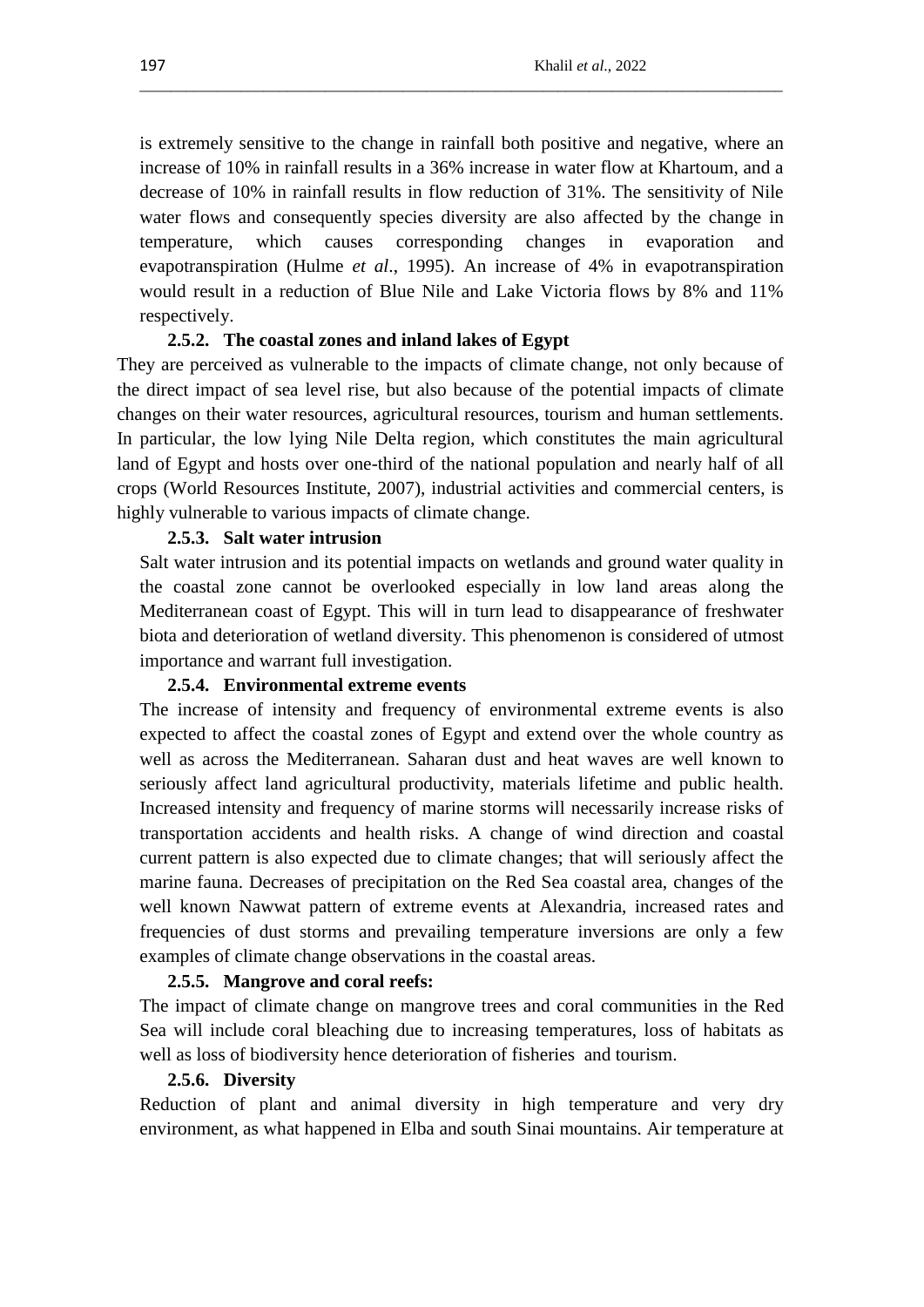is extremely sensitive to the change in rainfall both positive and negative, where an increase of 10% in rainfall results in a 36% increase in water flow at Khartoum, and a decrease of 10% in rainfall results in flow reduction of 31%. The sensitivity of Nile water flows and consequently species diversity are also affected by the change in temperature, which causes corresponding changes in evaporation and evapotranspiration (Hulme *et al*., 1995). An increase of 4% in evapotranspiration would result in a reduction of Blue Nile and Lake Victoria flows by 8% and 11% respectively.

#### 2.5.2. The coastal zones and inland lakes of Egypt

They are perceived as vulnerable to the impacts of climate change, not only because of the direct impact of sea level rise, but also because of the potential impacts of climate changes on their water resources, agricultural resources, tourism and human settlements. In particular, the low lying Nile Delta region, which constitutes the main agricultural land of Egypt and hosts over one-third of the national population and nearly half of all crops (World Resources Institute, 2007), industrial activities and commercial centers, is highly vulnerable to various impacts of climate change.

#### 2.5.3. Salt water intrusion

Salt water intrusion and its potential impacts on wetlands and ground water quality in the coastal zone cannot be overlooked especially in low land areas along the Mediterranean coast of Egypt. This will in turn lead to disappearance of freshwater biota and deterioration of wetland diversity. This phenomenon is considered of utmost importance and warrant full investigation.

#### 2.5.4. Environmental extreme events

The increase of intensity and frequency of environmental extreme events is also expected to affect the coastal zones of Egypt and extend over the whole country as well as across the Mediterranean. Saharan dust and heat waves are well known to seriously affect land agricultural productivity, materials lifetime and public health. Increased intensity and frequency of marine storms will necessarily increase risks of transportation accidents and health risks. A change of wind direction and coastal current pattern is also expected due to climate changes; that will seriously affect the marine fauna. Decreases of precipitation on the Red Sea coastal area, changes of the well known Nawwat pattern of extreme events at Alexandria, increased rates and frequencies of dust storms and prevailing temperature inversions are only a few examples of climate change observations in the coastal areas.

#### 2.5.5. Mangrove and coral reefs:

The impact of climate change on mangrove trees and coral communities in the Red Sea will include coral bleaching due to increasing temperatures, loss of habitats as well as loss of biodiversity hence deterioration of fisheries and tourism.

#### 2.5.6. Diversity

Reduction of plant and animal diversity in high temperature and very dry environment, as what happened in Elba and south Sinai mountains. Air temperature at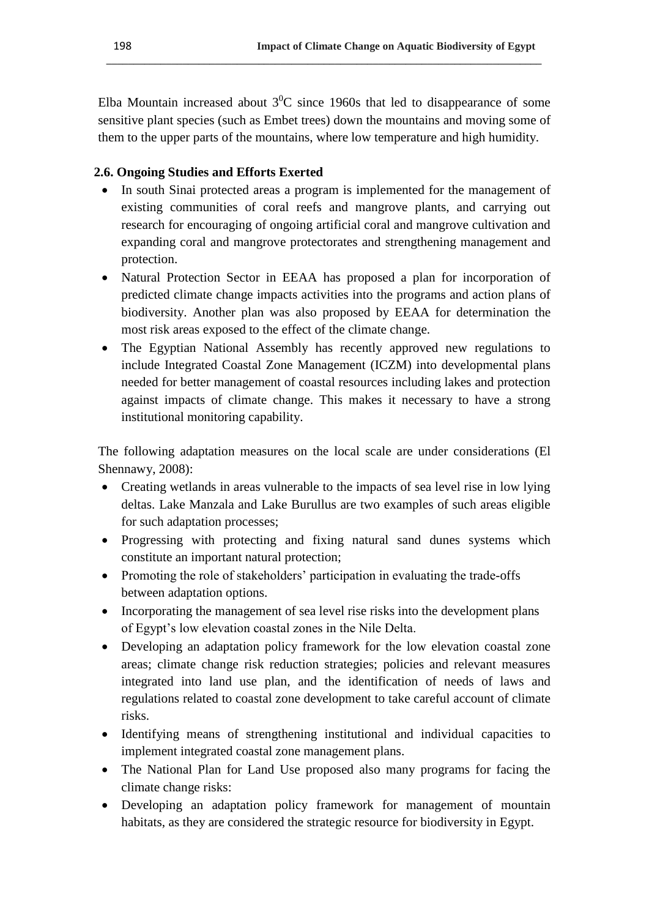Elba Mountain increased about $3^0$C since 1960s that led to disappearance of some sensitive plant species (such as Embet trees) down the mountains and moving some of them to the upper parts of the mountains, where low temperature and high humidity.

### 2.6. Ongoing Studies and Efforts Exerted

- In south Sinai protected areas a program is implemented for the management of existing communities of coral reefs and mangrove plants, and carrying out research for encouraging of ongoing artificial coral and mangrove cultivation and expanding coral and mangrove protectorates and strengthening management and protection.
- Natural Protection Sector in EEAA has proposed a plan for incorporation of predicted climate change impacts activities into the programs and action plans of biodiversity. Another plan was also proposed by EEAA for determination the most risk areas exposed to the effect of the climate change.
- The Egyptian National Assembly has recently approved new regulations to include Integrated Coastal Zone Management (ICZM) into developmental plans needed for better management of coastal resources including lakes and protection against impacts of climate change. This makes it necessary to have a strong institutional monitoring capability.

The following adaptation measures on the local scale are under considerations (El Shennawy, 2008):

- Creating wetlands in areas vulnerable to the impacts of sea level rise in low lying deltas. Lake Manzala and Lake Burullus are two examples of such areas eligible for such adaptation processes;
- Progressing with protecting and fixing natural sand dunes systems which constitute an important natural protection;
- Promoting the role of stakeholders' participation in evaluating the trade-offs between adaptation options.
- Incorporating the management of sea level rise risks into the development plans of Egypt's low elevation coastal zones in the Nile Delta.
- Developing an adaptation policy framework for the low elevation coastal zone areas; climate change risk reduction strategies; policies and relevant measures integrated into land use plan, and the identification of needs of laws and regulations related to coastal zone development to take careful account of climate risks.
- Identifying means of strengthening institutional and individual capacities to implement integrated coastal zone management plans.
- The National Plan for Land Use proposed also many programs for facing the climate change risks:
- Developing an adaptation policy framework for management of mountain habitats, as they are considered the strategic resource for biodiversity in Egypt.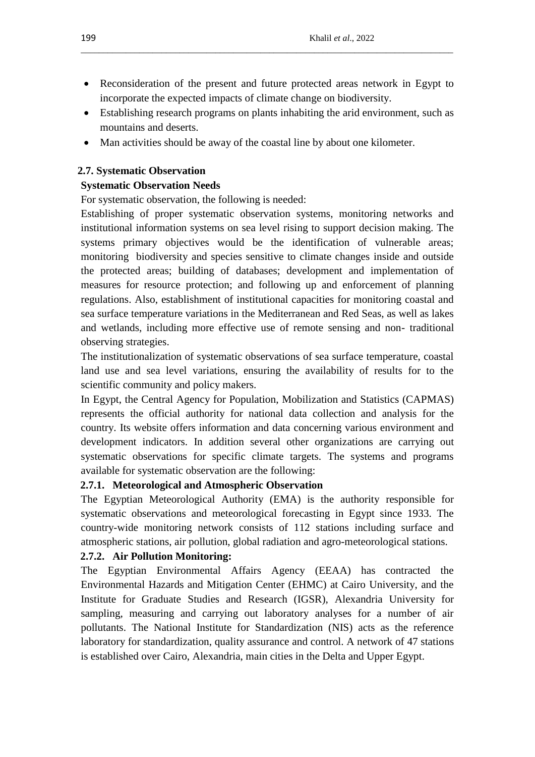- Reconsideration of the present and future protected areas network in Egypt to incorporate the expected impacts of climate change on biodiversity.
- Establishing research programs on plants inhabiting the arid environment, such as mountains and deserts.
- Man activities should be away of the coastal line by about one kilometer.

## 2.7. Systematic Observation

**Systematic Observation Needs**

For systematic observation, the following is needed:

Establishing of proper systematic observation systems, monitoring networks and institutional information systems on sea level rising to support decision making. The systems primary objectives would be the identification of vulnerable areas; monitoring biodiversity and species sensitive to climate changes inside and outside the protected areas; building of databases; development and implementation of measures for resource protection; and following up and enforcement of planning regulations. Also, establishment of institutional capacities for monitoring coastal and sea surface temperature variations in the Mediterranean and Red Seas, as well as lakes and wetlands, including more effective use of remote sensing and non- traditional observing strategies.

The institutionalization of systematic observations of sea surface temperature, coastal land use and sea level variations, ensuring the availability of results for to the scientific community and policy makers.

In Egypt, the Central Agency for Population, Mobilization and Statistics (CAPMAS) represents the official authority for national data collection and analysis for the country. Its website offers information and data concerning various environment and development indicators. In addition several other organizations are carrying out systematic observations for specific climate targets. The systems and programs available for systematic observation are the following:

### 2.7.1. Meteorological and Atmospheric Observation

The Egyptian Meteorological Authority (EMA) is the authority responsible for systematic observations and meteorological forecasting in Egypt since 1933. The country-wide monitoring network consists of 112 stations including surface and atmospheric stations, air pollution, global radiation and agro-meteorological stations.

### 2.7.2. Air Pollution Monitoring:

The Egyptian Environmental Affairs Agency (EEAA) has contracted the Environmental Hazards and Mitigation Center (EHMC) at Cairo University, and the Institute for Graduate Studies and Research (IGSR), Alexandria University for sampling, measuring and carrying out laboratory analyses for a number of air pollutants. The National Institute for Standardization (NIS) acts as the reference laboratory for standardization, quality assurance and control. A network of 47 stations is established over Cairo, Alexandria, main cities in the Delta and Upper Egypt.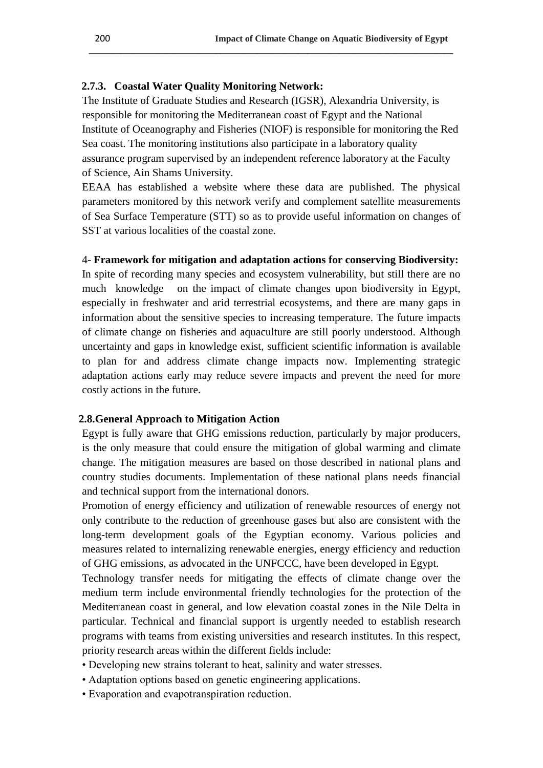### 2.7.3. Coastal Water Quality Monitoring Network:

The Institute of Graduate Studies and Research (IGSR), Alexandria University, is responsible for monitoring the Mediterranean coast of Egypt and the National Institute of Oceanography and Fisheries (NIOF) is responsible for monitoring the Red Sea coast. The monitoring institutions also participate in a laboratory quality assurance program supervised by an independent reference laboratory at the Faculty of Science, Ain Shams University.

EEAA has established a website where these data are published. The physical parameters monitored by this network verify and complement satellite measurements of Sea Surface Temperature (STT) so as to provide useful information on changes of SST at various localities of the coastal zone.

## 4- Framework for mitigation and adaptation actions for conserving Biodiversity:

In spite of recording many species and ecosystem vulnerability, but still there are no much knowledge on the impact of climate changes upon biodiversity in Egypt, especially in freshwater and arid terrestrial ecosystems, and there are many gaps in information about the sensitive species to increasing temperature. The future impacts of climate change on fisheries and aquaculture are still poorly understood. Although uncertainty and gaps in knowledge exist, sufficient scientific information is available to plan for and address climate change impacts now. Implementing strategic adaptation actions early may reduce severe impacts and prevent the need for more costly actions in the future.

### 2.8. General Approach to Mitigation Action

Egypt is fully aware that GHG emissions reduction, particularly by major producers, is the only measure that could ensure the mitigation of global warming and climate change. The mitigation measures are based on those described in national plans and country studies documents. Implementation of these national plans needs financial and technical support from the international donors.

Promotion of energy efficiency and utilization of renewable resources of energy not only contribute to the reduction of greenhouse gases but also are consistent with the long-term development goals of the Egyptian economy. Various policies and measures related to internalizing renewable energies, energy efficiency and reduction of GHG emissions, as advocated in the UNFCCC, have been developed in Egypt.

Technology transfer needs for mitigating the effects of climate change over the medium term include environmental friendly technologies for the protection of the Mediterranean coast in general, and low elevation coastal zones in the Nile Delta in particular. Technical and financial support is urgently needed to establish research programs with teams from existing universities and research institutes. In this respect, priority research areas within the different fields include:

- Developing new strains tolerant to heat, salinity and water stresses.
- Adaptation options based on genetic engineering applications.
- Evaporation and evapotranspiration reduction.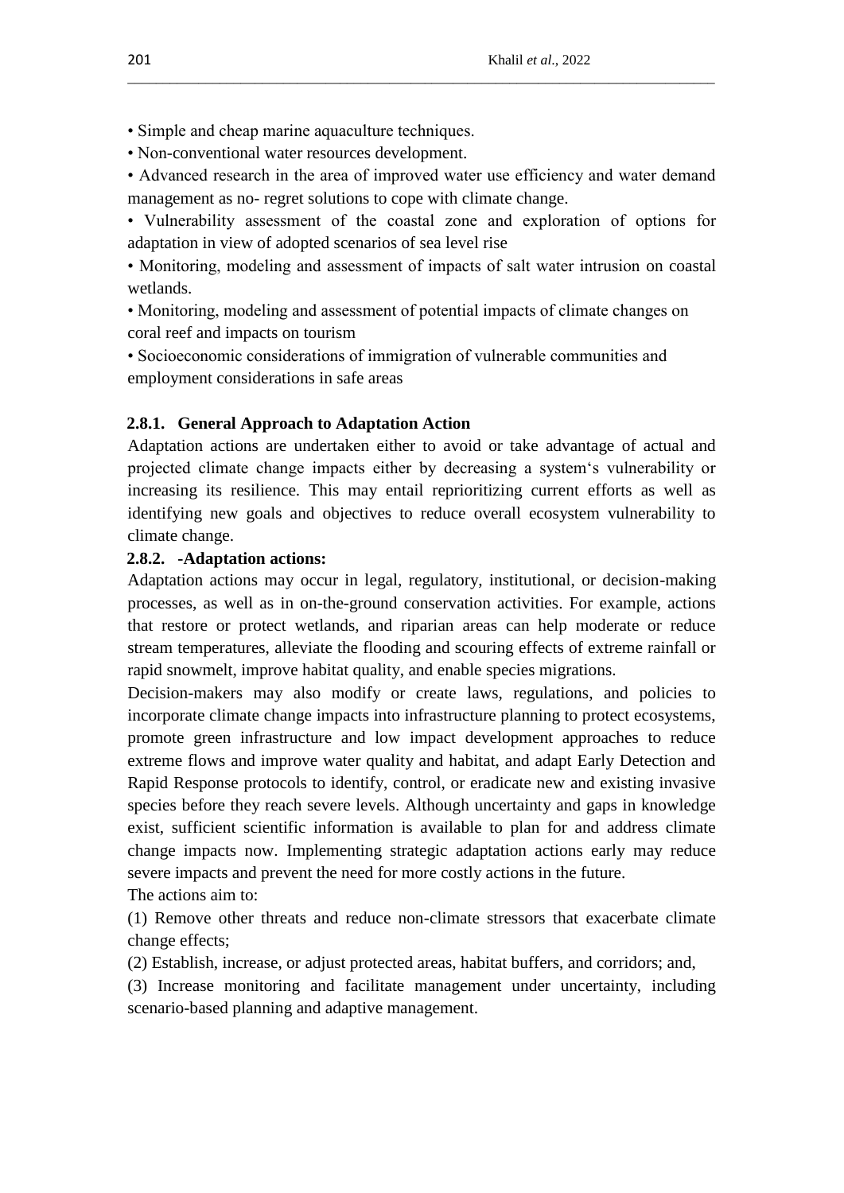- Simple and cheap marine aquaculture techniques.
- Non-conventional water resources development.
- Advanced research in the area of improved water use efficiency and water demand management as no- regret solutions to cope with climate change.
- Vulnerability assessment of the coastal zone and exploration of options for adaptation in view of adopted scenarios of sea level rise
- Monitoring, modeling and assessment of impacts of salt water intrusion on coastal wetlands.
- Monitoring, modeling and assessment of potential impacts of climate changes on coral reef and impacts on tourism
- Socioeconomic considerations of immigration of vulnerable communities and employment considerations in safe areas

### 2.8.1. General Approach to Adaptation Action

Adaptation actions are undertaken either to avoid or take advantage of actual and projected climate change impacts either by decreasing a system‘s vulnerability or increasing its resilience. This may entail reprioritizing current efforts as well as identifying new goals and objectives to reduce overall ecosystem vulnerability to climate change.

### 2.8.2. -Adaptation actions:

Adaptation actions may occur in legal, regulatory, institutional, or decision-making processes, as well as in on-the-ground conservation activities. For example, actions that restore or protect wetlands, and riparian areas can help moderate or reduce stream temperatures, alleviate the flooding and scouring effects of extreme rainfall or rapid snowmelt, improve habitat quality, and enable species migrations.

Decision-makers may also modify or create laws, regulations, and policies to incorporate climate change impacts into infrastructure planning to protect ecosystems, promote green infrastructure and low impact development approaches to reduce extreme flows and improve water quality and habitat, and adapt Early Detection and Rapid Response protocols to identify, control, or eradicate new and existing invasive species before they reach severe levels. Although uncertainty and gaps in knowledge exist, sufficient scientific information is available to plan for and address climate change impacts now. Implementing strategic adaptation actions early may reduce severe impacts and prevent the need for more costly actions in the future.

The actions aim to:

(1) Remove other threats and reduce non-climate stressors that exacerbate climate change effects;

(2) Establish, increase, or adjust protected areas, habitat buffers, and corridors; and,

(3) Increase monitoring and facilitate management under uncertainty, including scenario-based planning and adaptive management.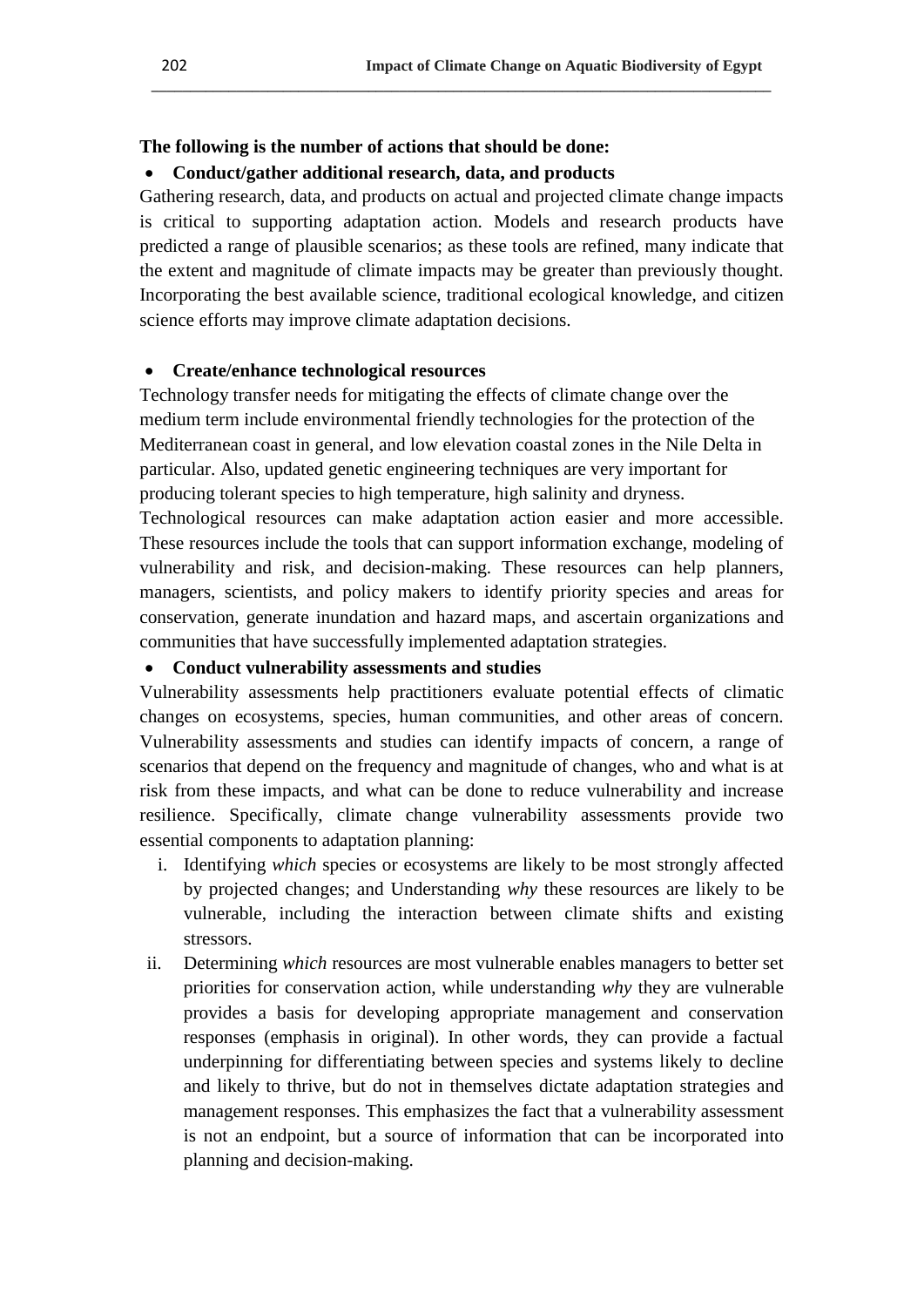**The following is the number of actions that should be done:**

- **Conduct/gather additional research, data, and products**

Gathering research, data, and products on actual and projected climate change impacts is critical to supporting adaptation action. Models and research products have predicted a range of plausible scenarios; as these tools are refined, many indicate that the extent and magnitude of climate impacts may be greater than previously thought. Incorporating the best available science, traditional ecological knowledge, and citizen science efforts may improve climate adaptation decisions.

- **Create/enhance technological resources**

Technology transfer needs for mitigating the effects of climate change over the medium term include environmental friendly technologies for the protection of the Mediterranean coast in general, and low elevation coastal zones in the Nile Delta in particular. Also, updated genetic engineering techniques are very important for producing tolerant species to high temperature, high salinity and dryness.

Technological resources can make adaptation action easier and more accessible. These resources include the tools that can support information exchange, modeling of vulnerability and risk, and decision-making. These resources can help planners, managers, scientists, and policy makers to identify priority species and areas for conservation, generate inundation and hazard maps, and ascertain organizations and communities that have successfully implemented adaptation strategies.

- **Conduct vulnerability assessments and studies**

Vulnerability assessments help practitioners evaluate potential effects of climatic changes on ecosystems, species, human communities, and other areas of concern. Vulnerability assessments and studies can identify impacts of concern, a range of scenarios that depend on the frequency and magnitude of changes, who and what is at risk from these impacts, and what can be done to reduce vulnerability and increase resilience. Specifically, climate change vulnerability assessments provide two essential components to adaptation planning:

i. Identifying *which* species or ecosystems are likely to be most strongly affected by projected changes; and Understanding *why* these resources are likely to be vulnerable, including the interaction between climate shifts and existing stressors.

ii. Determining *which* resources are most vulnerable enables managers to better set priorities for conservation action, while understanding *why* they are vulnerable provides a basis for developing appropriate management and conservation responses (emphasis in original). In other words, they can provide a factual underpinning for differentiating between species and systems likely to decline and likely to thrive, but do not in themselves dictate adaptation strategies and management responses. This emphasizes the fact that a vulnerability assessment is not an endpoint, but a source of information that can be incorporated into planning and decision-making.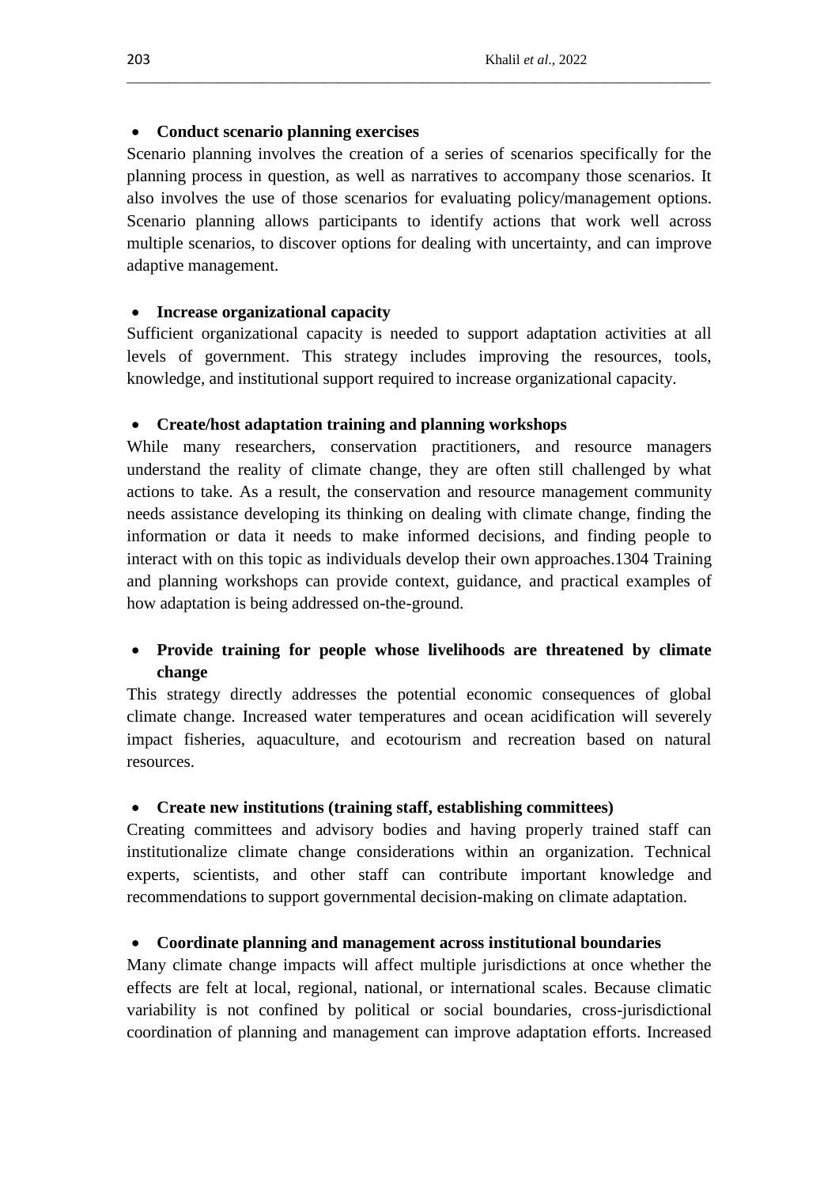- **Conduct scenario planning exercises**

Scenario planning involves the creation of a series of scenarios specifically for the planning process in question, as well as narratives to accompany those scenarios. It also involves the use of those scenarios for evaluating policy/management options. Scenario planning allows participants to identify actions that work well across multiple scenarios, to discover options for dealing with uncertainty, and can improve adaptive management.

- **Increase organizational capacity**

Sufficient organizational capacity is needed to support adaptation activities at all levels of government. This strategy includes improving the resources, tools, knowledge, and institutional support required to increase organizational capacity.

- **Create/host adaptation training and planning workshops**

While many researchers, conservation practitioners, and resource managers understand the reality of climate change, they are often still challenged by what actions to take. As a result, the conservation and resource management community needs assistance developing its thinking on dealing with climate change, finding the information or data it needs to make informed decisions, and finding people to interact with on this topic as individuals develop their own approaches.1304 Training and planning workshops can provide context, guidance, and practical examples of how adaptation is being addressed on-the-ground.

- **Provide training for people whose livelihoods are threatened by climate change**

This strategy directly addresses the potential economic consequences of global climate change. Increased water temperatures and ocean acidification will severely impact fisheries, aquaculture, and ecotourism and recreation based on natural resources.

- **Create new institutions (training staff, establishing committees)**

Creating committees and advisory bodies and having properly trained staff can institutionalize climate change considerations within an organization. Technical experts, scientists, and other staff can contribute important knowledge and recommendations to support governmental decision-making on climate adaptation.

- **Coordinate planning and management across institutional boundaries**

Many climate change impacts will affect multiple jurisdictions at once whether the effects are felt at local, regional, national, or international scales. Because climatic variability is not confined by political or social boundaries, cross-jurisdictional coordination of planning and management can improve adaptation efforts. Increased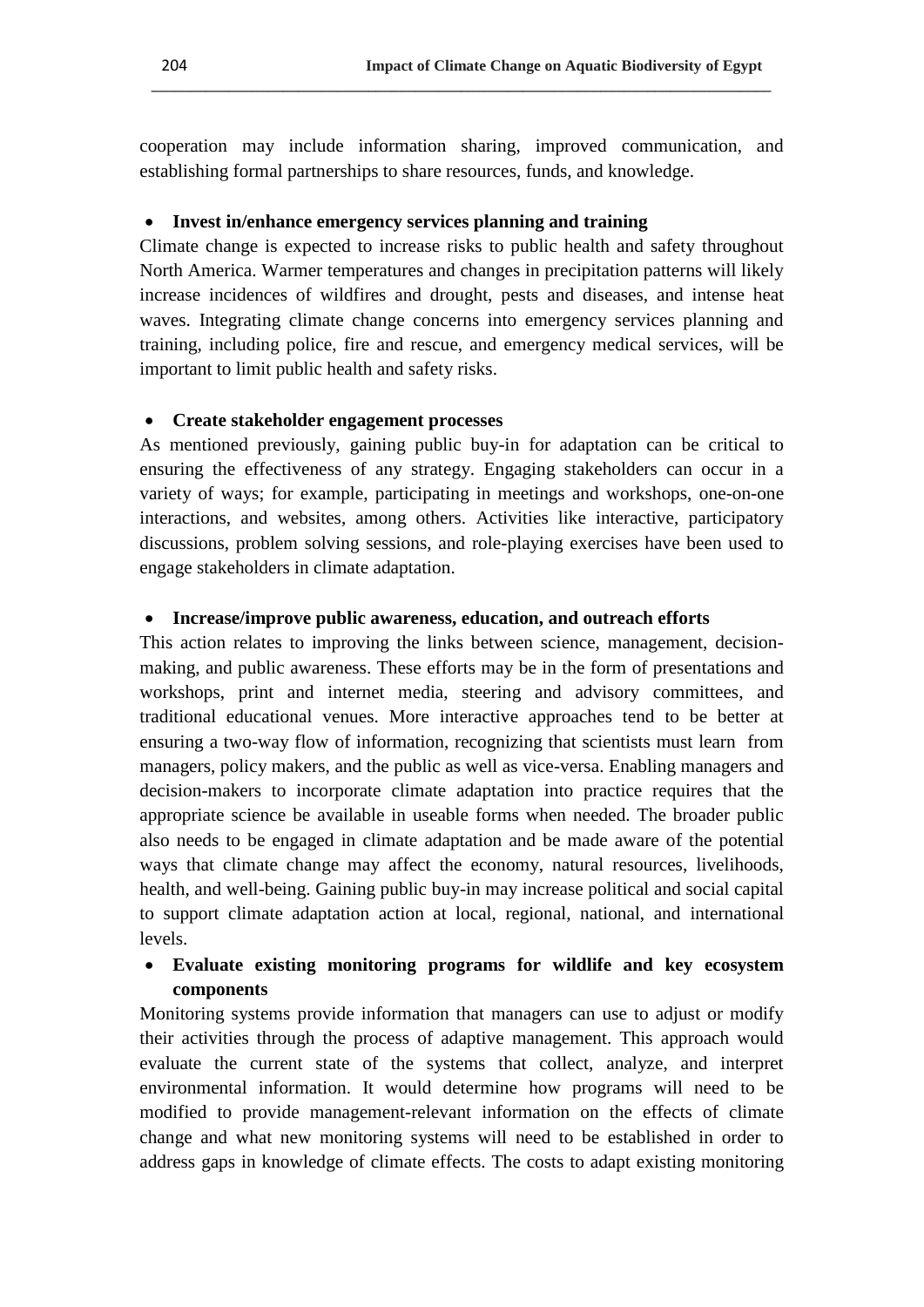cooperation may include information sharing, improved communication, and establishing formal partnerships to share resources, funds, and knowledge.

- **Invest in/enhance emergency services planning and training**

Climate change is expected to increase risks to public health and safety throughout North America. Warmer temperatures and changes in precipitation patterns will likely increase incidences of wildfires and drought, pests and diseases, and intense heat waves. Integrating climate change concerns into emergency services planning and training, including police, fire and rescue, and emergency medical services, will be important to limit public health and safety risks.

- **Create stakeholder engagement processes**

As mentioned previously, gaining public buy-in for adaptation can be critical to ensuring the effectiveness of any strategy. Engaging stakeholders can occur in a variety of ways; for example, participating in meetings and workshops, one-on-one interactions, and websites, among others. Activities like interactive, participatory discussions, problem solving sessions, and role-playing exercises have been used to engage stakeholders in climate adaptation.

- **Increase/improve public awareness, education, and outreach efforts**

This action relates to improving the links between science, management, decision-making, and public awareness. These efforts may be in the form of presentations and workshops, print and internet media, steering and advisory committees, and traditional educational venues. More interactive approaches tend to be better at ensuring a two-way flow of information, recognizing that scientists must learn from managers, policy makers, and the public as well as vice-versa. Enabling managers and decision-makers to incorporate climate adaptation into practice requires that the appropriate science be available in useable forms when needed. The broader public also needs to be engaged in climate adaptation and be made aware of the potential ways that climate change may affect the economy, natural resources, livelihoods, health, and well-being. Gaining public buy-in may increase political and social capital to support climate adaptation action at local, regional, national, and international levels.

- **Evaluate existing monitoring programs for wildlife and key ecosystem components**

Monitoring systems provide information that managers can use to adjust or modify their activities through the process of adaptive management. This approach would evaluate the current state of the systems that collect, analyze, and interpret environmental information. It would determine how programs will need to be modified to provide management-relevant information on the effects of climate change and what new monitoring systems will need to be established in order to address gaps in knowledge of climate effects. The costs to adapt existing monitoring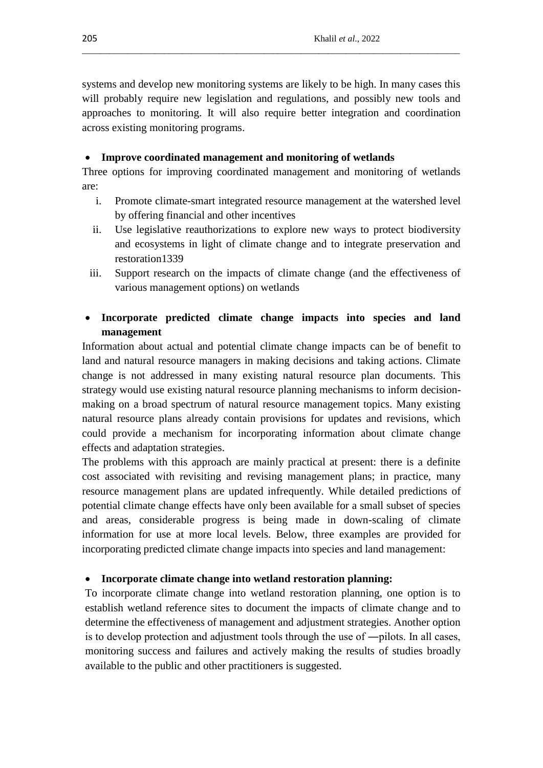systems and develop new monitoring systems are likely to be high. In many cases this will probably require new legislation and regulations, and possibly new tools and approaches to monitoring. It will also require better integration and coordination across existing monitoring programs.

- **Improve coordinated management and monitoring of wetlands**

Three options for improving coordinated management and monitoring of wetlands are:

i. Promote climate-smart integrated resource management at the watershed level by offering financial and other incentives
ii. Use legislative reauthorizations to explore new ways to protect biodiversity and ecosystems in light of climate change and to integrate preservation and restoration1339
iii. Support research on the impacts of climate change (and the effectiveness of various management options) on wetlands

- **Incorporate predicted climate change impacts into species and land management**

Information about actual and potential climate change impacts can be of benefit to land and natural resource managers in making decisions and taking actions. Climate change is not addressed in many existing natural resource plan documents. This strategy would use existing natural resource planning mechanisms to inform decision-making on a broad spectrum of natural resource management topics. Many existing natural resource plans already contain provisions for updates and revisions, which could provide a mechanism for incorporating information about climate change effects and adaptation strategies.

The problems with this approach are mainly practical at present: there is a definite cost associated with revisiting and revising management plans; in practice, many resource management plans are updated infrequently. While detailed predictions of potential climate change effects have only been available for a small subset of species and areas, considerable progress is being made in down-scaling of climate information for use at more local levels. Below, three examples are provided for incorporating predicted climate change impacts into species and land management:

- **Incorporate climate change into wetland restoration planning:**

To incorporate climate change into wetland restoration planning, one option is to establish wetland reference sites to document the impacts of climate change and to determine the effectiveness of management and adjustment strategies. Another option is to develop protection and adjustment tools through the use of ―pilots. In all cases, monitoring success and failures and actively making the results of studies broadly available to the public and other practitioners is suggested.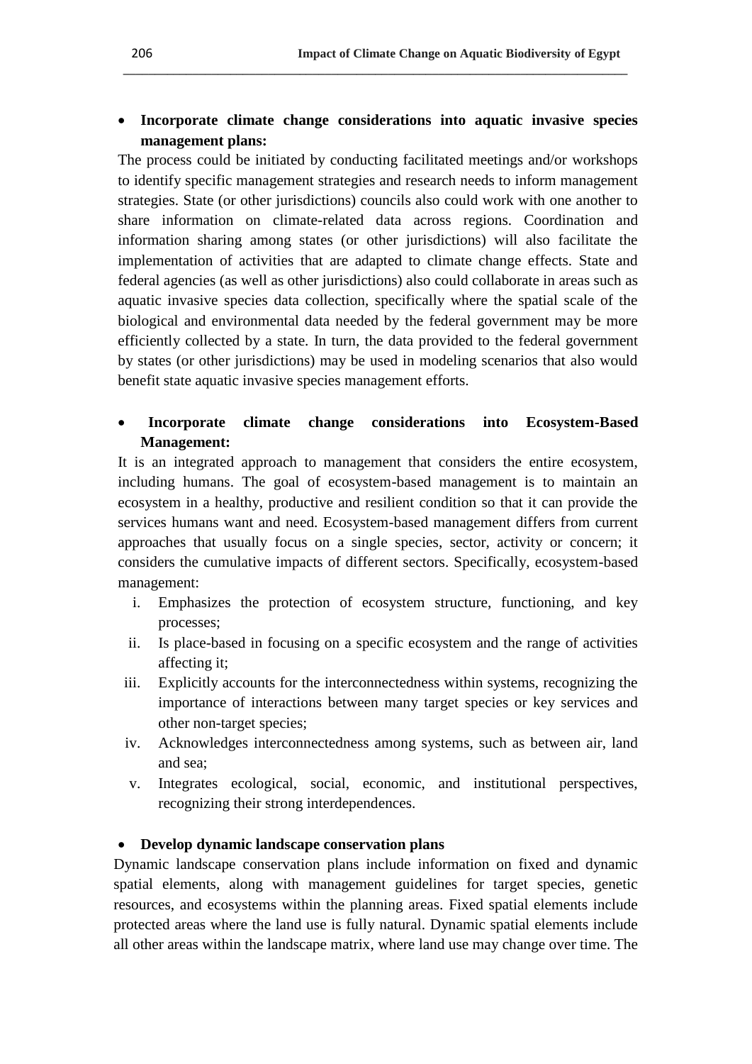- **Incorporate climate change considerations into aquatic invasive species management plans:**

The process could be initiated by conducting facilitated meetings and/or workshops to identify specific management strategies and research needs to inform management strategies. State (or other jurisdictions) councils also could work with one another to share information on climate-related data across regions. Coordination and information sharing among states (or other jurisdictions) will also facilitate the implementation of activities that are adapted to climate change effects. State and federal agencies (as well as other jurisdictions) also could collaborate in areas such as aquatic invasive species data collection, specifically where the spatial scale of the biological and environmental data needed by the federal government may be more efficiently collected by a state. In turn, the data provided to the federal government by states (or other jurisdictions) may be used in modeling scenarios that also would benefit state aquatic invasive species management efforts.

- **Incorporate climate change considerations into Ecosystem-Based Management:**

It is an integrated approach to management that considers the entire ecosystem, including humans. The goal of ecosystem-based management is to maintain an ecosystem in a healthy, productive and resilient condition so that it can provide the services humans want and need. Ecosystem-based management differs from current approaches that usually focus on a single species, sector, activity or concern; it considers the cumulative impacts of different sectors. Specifically, ecosystem-based management:

i. Emphasizes the protection of ecosystem structure, functioning, and key processes;
ii. Is place-based in focusing on a specific ecosystem and the range of activities affecting it;
iii. Explicitly accounts for the interconnectedness within systems, recognizing the importance of interactions between many target species or key services and other non-target species;
iv. Acknowledges interconnectedness among systems, such as between air, land and sea;
v. Integrates ecological, social, economic, and institutional perspectives, recognizing their strong interdependences.

- **Develop dynamic landscape conservation plans**

Dynamic landscape conservation plans include information on fixed and dynamic spatial elements, along with management guidelines for target species, genetic resources, and ecosystems within the planning areas. Fixed spatial elements include protected areas where the land use is fully natural. Dynamic spatial elements include all other areas within the landscape matrix, where land use may change over time. The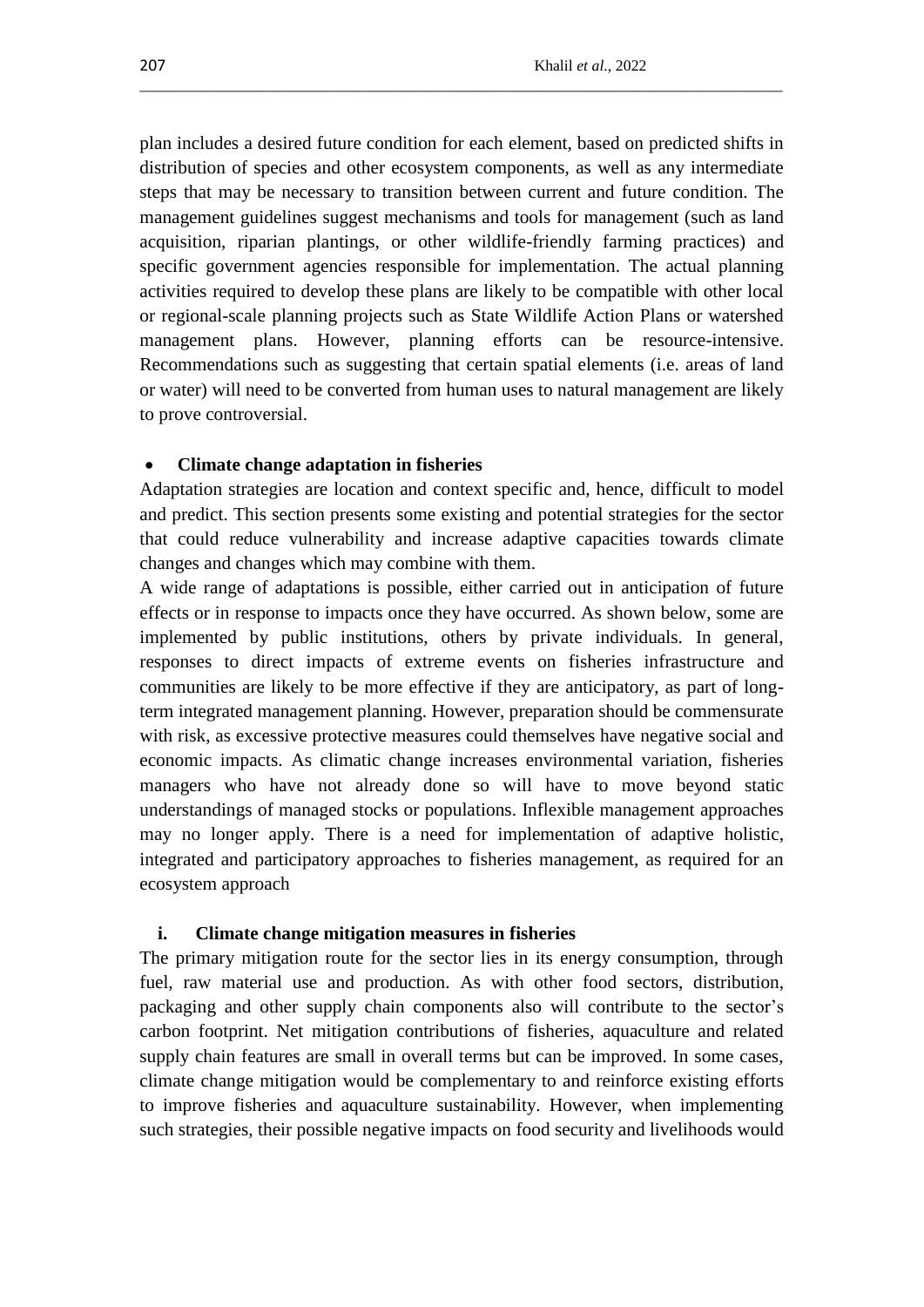plan includes a desired future condition for each element, based on predicted shifts in distribution of species and other ecosystem components, as well as any intermediate steps that may be necessary to transition between current and future condition. The management guidelines suggest mechanisms and tools for management (such as land acquisition, riparian plantings, or other wildlife-friendly farming practices) and specific government agencies responsible for implementation. The actual planning activities required to develop these plans are likely to be compatible with other local or regional-scale planning projects such as State Wildlife Action Plans or watershed management plans. However, planning efforts can be resource-intensive. Recommendations such as suggesting that certain spatial elements (i.e. areas of land or water) will need to be converted from human uses to natural management are likely to prove controversial.

- **Climate change adaptation in fisheries**

Adaptation strategies are location and context specific and, hence, difficult to model and predict. This section presents some existing and potential strategies for the sector that could reduce vulnerability and increase adaptive capacities towards climate changes and changes which may combine with them.

A wide range of adaptations is possible, either carried out in anticipation of future effects or in response to impacts once they have occurred. As shown below, some are implemented by public institutions, others by private individuals. In general, responses to direct impacts of extreme events on fisheries infrastructure and communities are likely to be more effective if they are anticipatory, as part of long-term integrated management planning. However, preparation should be commensurate with risk, as excessive protective measures could themselves have negative social and economic impacts. As climatic change increases environmental variation, fisheries managers who have not already done so will have to move beyond static understandings of managed stocks or populations. Inflexible management approaches may no longer apply. There is a need for implementation of adaptive holistic, integrated and participatory approaches to fisheries management, as required for an ecosystem approach

**i. Climate change mitigation measures in fisheries**

The primary mitigation route for the sector lies in its energy consumption, through fuel, raw material use and production. As with other food sectors, distribution, packaging and other supply chain components also will contribute to the sector's carbon footprint. Net mitigation contributions of fisheries, aquaculture and related supply chain features are small in overall terms but can be improved. In some cases, climate change mitigation would be complementary to and reinforce existing efforts to improve fisheries and aquaculture sustainability. However, when implementing such strategies, their possible negative impacts on food security and livelihoods would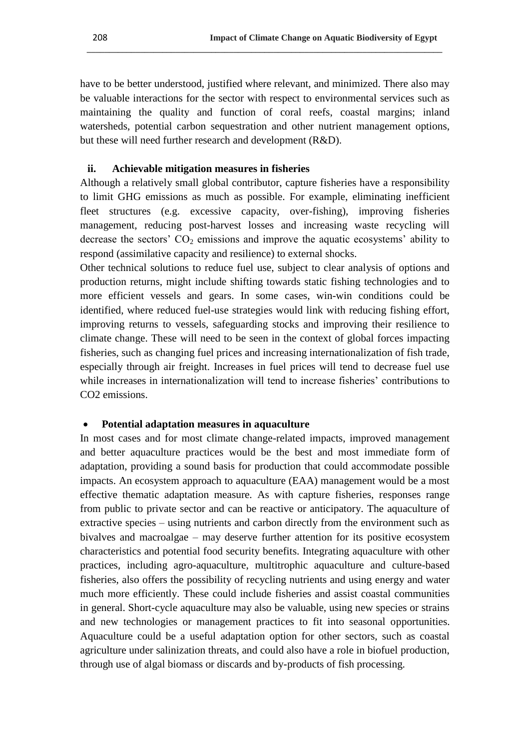have to be better understood, justified where relevant, and minimized. There also may be valuable interactions for the sector with respect to environmental services such as maintaining the quality and function of coral reefs, coastal margins; inland watersheds, potential carbon sequestration and other nutrient management options, but these will need further research and development (R&D).

**ii. Achievable mitigation measures in fisheries**

Although a relatively small global contributor, capture fisheries have a responsibility to limit GHG emissions as much as possible. For example, eliminating inefficient fleet structures (e.g. excessive capacity, over-fishing), improving fisheries management, reducing post-harvest losses and increasing waste recycling will decrease the sectors' $CO_2$ emissions and improve the aquatic ecosystems' ability to respond (assimilative capacity and resilience) to external shocks.

Other technical solutions to reduce fuel use, subject to clear analysis of options and production returns, might include shifting towards static fishing technologies and to more efficient vessels and gears. In some cases, win-win conditions could be identified, where reduced fuel-use strategies would link with reducing fishing effort, improving returns to vessels, safeguarding stocks and improving their resilience to climate change. These will need to be seen in the context of global forces impacting fisheries, such as changing fuel prices and increasing internationalization of fish trade, especially through air freight. Increases in fuel prices will tend to decrease fuel use while increases in internationalization will tend to increase fisheries' contributions to CO2 emissions.

- **Potential adaptation measures in aquaculture**

In most cases and for most climate change-related impacts, improved management and better aquaculture practices would be the best and most immediate form of adaptation, providing a sound basis for production that could accommodate possible impacts. An ecosystem approach to aquaculture (EAA) management would be a most effective thematic adaptation measure. As with capture fisheries, responses range from public to private sector and can be reactive or anticipatory. The aquaculture of extractive species – using nutrients and carbon directly from the environment such as bivalves and macroalgae – may deserve further attention for its positive ecosystem characteristics and potential food security benefits. Integrating aquaculture with other practices, including agro-aquaculture, multitrophic aquaculture and culture-based fisheries, also offers the possibility of recycling nutrients and using energy and water much more efficiently. These could include fisheries and assist coastal communities in general. Short-cycle aquaculture may also be valuable, using new species or strains and new technologies or management practices to fit into seasonal opportunities. Aquaculture could be a useful adaptation option for other sectors, such as coastal agriculture under salinization threats, and could also have a role in biofuel production, through use of algal biomass or discards and by-products of fish processing.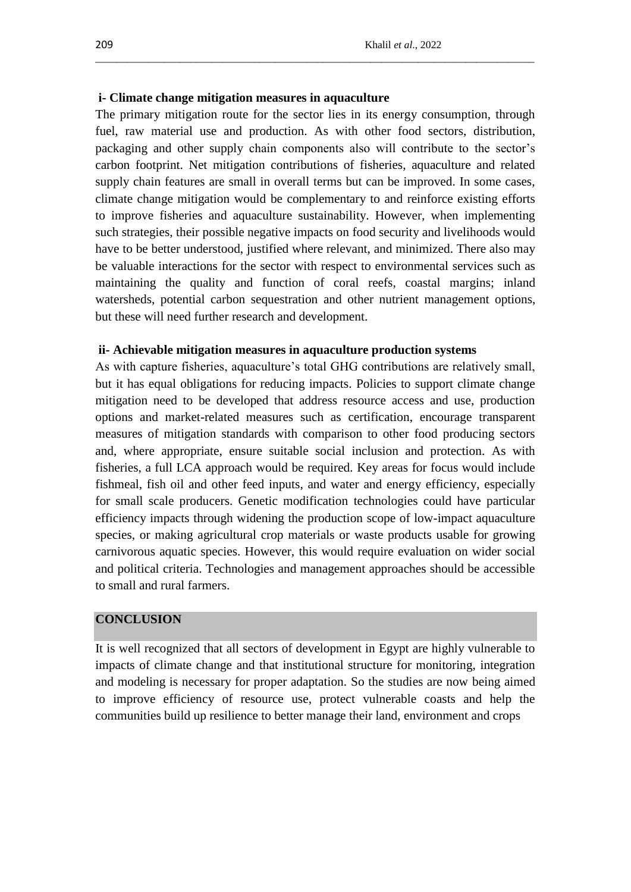### i- Climate change mitigation measures in aquaculture

The primary mitigation route for the sector lies in its energy consumption, through fuel, raw material use and production. As with other food sectors, distribution, packaging and other supply chain components also will contribute to the sector's carbon footprint. Net mitigation contributions of fisheries, aquaculture and related supply chain features are small in overall terms but can be improved. In some cases, climate change mitigation would be complementary to and reinforce existing efforts to improve fisheries and aquaculture sustainability. However, when implementing such strategies, their possible negative impacts on food security and livelihoods would have to be better understood, justified where relevant, and minimized. There also may be valuable interactions for the sector with respect to environmental services such as maintaining the quality and function of coral reefs, coastal margins; inland watersheds, potential carbon sequestration and other nutrient management options, but these will need further research and development.

### ii- Achievable mitigation measures in aquaculture production systems

As with capture fisheries, aquaculture's total GHG contributions are relatively small, but it has equal obligations for reducing impacts. Policies to support climate change mitigation need to be developed that address resource access and use, production options and market-related measures such as certification, encourage transparent measures of mitigation standards with comparison to other food producing sectors and, where appropriate, ensure suitable social inclusion and protection. As with fisheries, a full LCA approach would be required. Key areas for focus would include fishmeal, fish oil and other feed inputs, and water and energy efficiency, especially for small scale producers. Genetic modification technologies could have particular efficiency impacts through widening the production scope of low-impact aquaculture species, or making agricultural crop materials or waste products usable for growing carnivorous aquatic species. However, this would require evaluation on wider social and political criteria. Technologies and management approaches should be accessible to small and rural farmers.

## CONCLUSION

It is well recognized that all sectors of development in Egypt are highly vulnerable to impacts of climate change and that institutional structure for monitoring, integration and modeling is necessary for proper adaptation. So the studies are now being aimed to improve efficiency of resource use, protect vulnerable coasts and help the communities build up resilience to better manage their land, environment and crops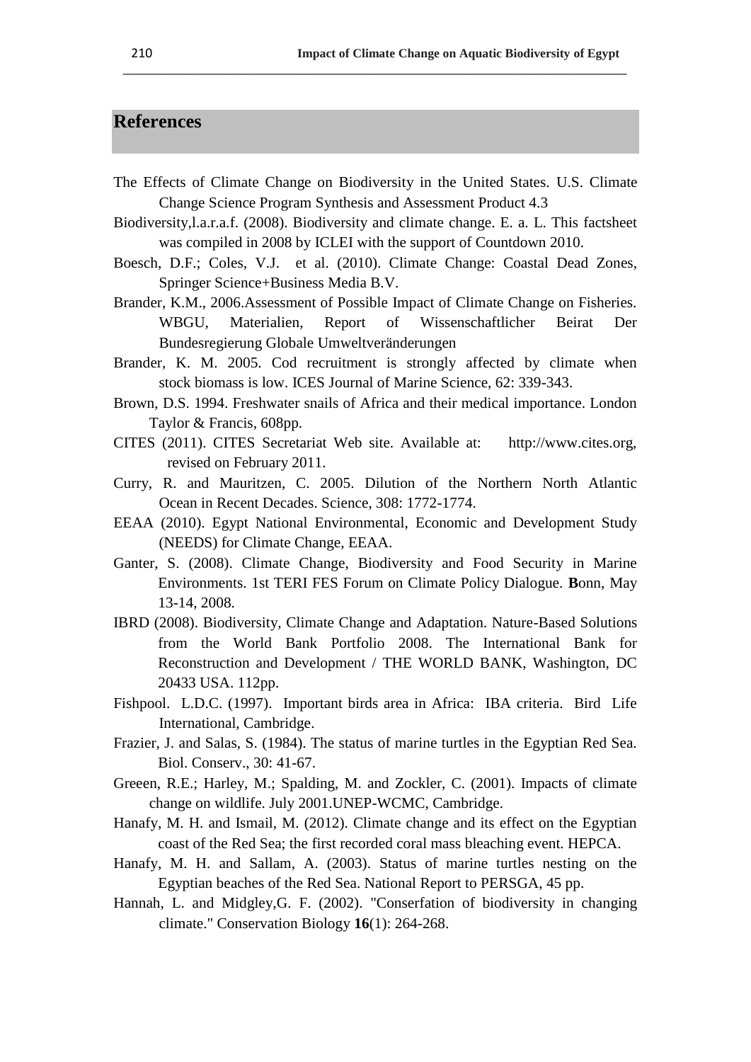## References

The Effects of Climate Change on Biodiversity in the United States. U.S. Climate Change Science Program Synthesis and Assessment Product 4.3

Biodiversity,l.a.r.a.f. (2008). Biodiversity and climate change. E. a. L. This factsheet was compiled in 2008 by ICLEI with the support of Countdown 2010.

Boesch, D.F.; Coles, V.J. et al. (2010). Climate Change: Coastal Dead Zones, Springer Science+Business Media B.V.

Brander, K.M., 2006.Assessment of Possible Impact of Climate Change on Fisheries. WBGU, Materialien, Report of Wissenschaftlicher Beirat Der Bundesregierung Globale Umweltveränderungen

Brander, K. M. 2005. Cod recruitment is strongly affected by climate when stock biomass is low. ICES Journal of Marine Science, 62: 339-343.

Brown, D.S. 1994. Freshwater snails of Africa and their medical importance. London Taylor & Francis, 608pp.

CITES (2011). CITES Secretariat Web site. Available at: http://www.cites.org, revised on February 2011.

Curry, R. and Mauritzen, C. 2005. Dilution of the Northern North Atlantic Ocean in Recent Decades. Science, 308: 1772-1774.

EEAA (2010). Egypt National Environmental, Economic and Development Study (NEEDS) for Climate Change, EEAA.

Ganter, S. (2008). Climate Change, Biodiversity and Food Security in Marine Environments. 1st TERI FES Forum on Climate Policy Dialogue. **B**onn, May 13-14, 2008.

IBRD (2008). Biodiversity, Climate Change and Adaptation. Nature-Based Solutions from the World Bank Portfolio 2008. The International Bank for Reconstruction and Development / THE WORLD BANK, Washington, DC 20433 USA. 112pp.

Fishpool. L.D.C. (1997). Important birds area in Africa: IBA criteria. Bird Life International, Cambridge.

Frazier, J. and Salas, S. (1984). The status of marine turtles in the Egyptian Red Sea. Biol. Conserv., 30: 41-67.

Greeen, R.E.; Harley, M.; Spalding, M. and Zockler, C. (2001). Impacts of climate change on wildlife. July 2001.UNEP-WCMC, Cambridge.

Hanafy, M. H. and Ismail, M. (2012). Climate change and its effect on the Egyptian coast of the Red Sea; the first recorded coral mass bleaching event. HEPCA.

Hanafy, M. H. and Sallam, A. (2003). Status of marine turtles nesting on the Egyptian beaches of the Red Sea. National Report to PERSGA, 45 pp.

Hannah, L. and Midgley,G. F. (2002). "Conserfation of biodiversity in changing climate." Conservation Biology **16**(1): 264-268.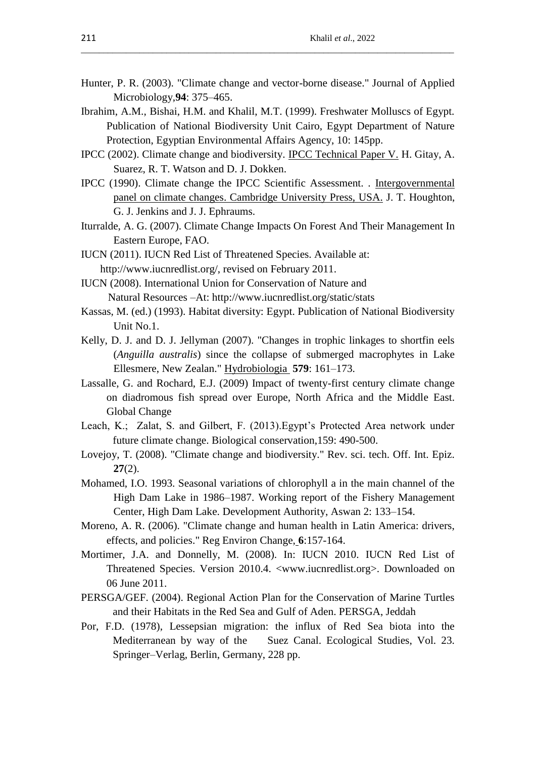Hunter, P. R. (2003). "Climate change and vector-borne disease." Journal of Applied Microbiology,**94**: 375–465.

Ibrahim, A.M., Bishai, H.M. and Khalil, M.T. (1999). Freshwater Molluscs of Egypt. Publication of National Biodiversity Unit Cairo, Egypt Department of Nature Protection, Egyptian Environmental Affairs Agency, 10: 145pp.

IPCC (2002). Climate change and biodiversity. IPCC Technical Paper V. H. Gitay, A. Suarez, R. T. Watson and D. J. Dokken.

IPCC (1990). Climate change the IPCC Scientific Assessment. . Intergovernmental panel on climate changes. Cambridge University Press, USA. J. T. Houghton, G. J. Jenkins and J. J. Ephraums.

Iturralde, A. G. (2007). Climate Change Impacts On Forest And Their Management In Eastern Europe, FAO.

IUCN (2011). IUCN Red List of Threatened Species. Available at: http://www.iucnredlist.org/, revised on February 2011.

IUCN (2008). International Union for Conservation of Nature and Natural Resources –At: http://www.iucnredlist.org/static/stats

Kassas, M. (ed.) (1993). Habitat diversity: Egypt. Publication of National Biodiversity Unit No.1.

Kelly, D. J. and D. J. Jellyman (2007). "Changes in trophic linkages to shortfin eels (*Anguilla australis*) since the collapse of submerged macrophytes in Lake Ellesmere, New Zealan." Hydrobiologia **579**: 161–173.

Lassalle, G. and Rochard, E.J. (2009) Impact of twenty-first century climate change on diadromous fish spread over Europe, North Africa and the Middle East. Global Change

Leach, K.; Zalat, S. and Gilbert, F. (2013).Egypt's Protected Area network under future climate change. Biological conservation,159: 490-500.

Lovejoy, T. (2008). "Climate change and biodiversity." Rev. sci. tech. Off. Int. Epiz. **27**(2).

Mohamed, I.O. 1993. Seasonal variations of chlorophyll a in the main channel of the High Dam Lake in 1986–1987. Working report of the Fishery Management Center, High Dam Lake. Development Authority, Aswan 2: 133–154.

Moreno, A. R. (2006). "Climate change and human health in Latin America: drivers, effects, and policies." Reg Environ Change, **6**:157-164.

Mortimer, J.A. and Donnelly, M. (2008). In: IUCN 2010. IUCN Red List of Threatened Species. Version 2010.4. <www.iucnredlist.org>. Downloaded on 06 June 2011.

PERSGA/GEF. (2004). Regional Action Plan for the Conservation of Marine Turtles and their Habitats in the Red Sea and Gulf of Aden. PERSGA, Jeddah

Por, F.D. (1978), Lessepsian migration: the influx of Red Sea biota into the Mediterranean by way of the Suez Canal. Ecological Studies, Vol. 23. Springer–Verlag, Berlin, Germany, 228 pp.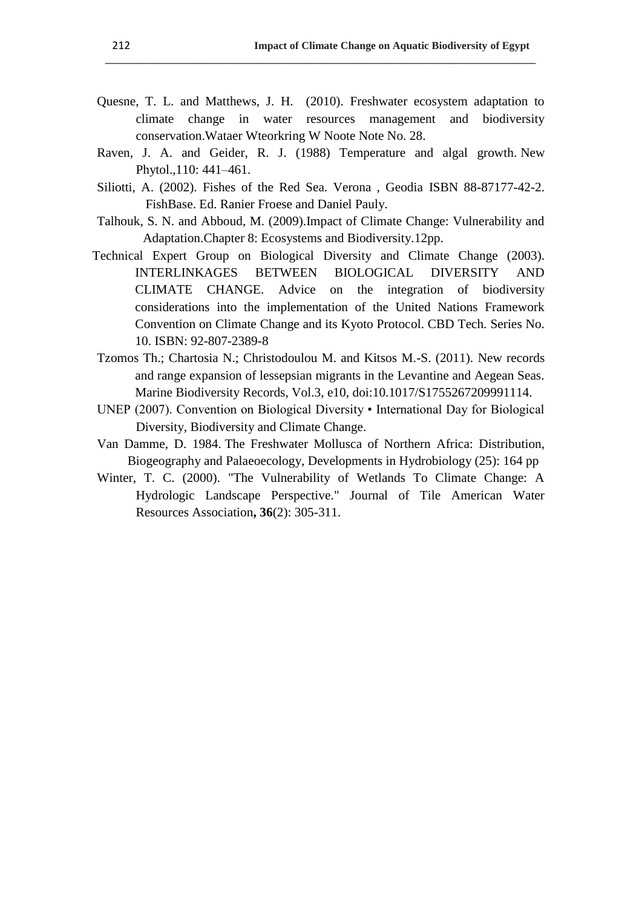Quesne, T. L. and Matthews, J. H. (2010). Freshwater ecosystem adaptation to climate change in water resources management and biodiversity conservation.Wataer Wteorkring W Noote Note No. 28.

Raven, J. A. and Geider, R. J. (1988) Temperature and algal growth. New Phytol.,110: 441–461.

Siliotti, A. (2002). Fishes of the Red Sea. Verona , Geodia ISBN 88-87177-42-2. FishBase. Ed. Ranier Froese and Daniel Pauly.

Talhouk, S. N. and Abboud, M. (2009).Impact of Climate Change: Vulnerability and Adaptation.Chapter 8: Ecosystems and Biodiversity.12pp.

Technical Expert Group on Biological Diversity and Climate Change (2003). INTERLINKAGES BETWEEN BIOLOGICAL DIVERSITY AND CLIMATE CHANGE. Advice on the integration of biodiversity considerations into the implementation of the United Nations Framework Convention on Climate Change and its Kyoto Protocol. CBD Tech. Series No. 10. ISBN: 92-807-2389-8

Tzomos Th.; Chartosia N.; Christodoulou M. and Kitsos M.-S. (2011). New records and range expansion of lessepsian migrants in the Levantine and Aegean Seas. Marine Biodiversity Records, Vol.3, e10, doi:10.1017/S1755267209991114.

UNEP (2007). Convention on Biological Diversity • International Day for Biological Diversity, Biodiversity and Climate Change.

Van Damme, D. 1984. The Freshwater Mollusca of Northern Africa: Distribution, Biogeography and Palaeoecology, Developments in Hydrobiology (25): 164 pp

Winter, T. C. (2000). "The Vulnerability of Wetlands To Climate Change: A Hydrologic Landscape Perspective." Journal of Tile American Water Resources Association**, 36**(2): 305-311.